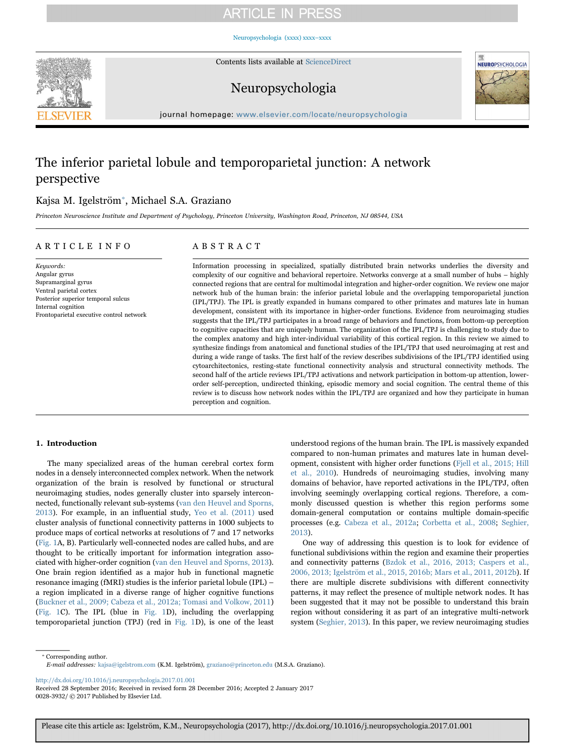# The inferior parietal lobule and temporoparietal junction: A network perspective

Kajsa M. Igelström*, Michael S.A. Graziano

*Princeton Neuroscience Institute and Department of Psychology, Princeton University, Washington Road, Princeton, NJ 08544, USA*

## ARTICLE INFO

*Keywords:*
Angular gyrus
Supramarginal gyrus
Ventral parietal cortex
Posterior superior temporal sulcus
Internal cognition
Frontoparietal executive control network

## ABSTRACT

Information processing in specialized, spatially distributed brain networks underlies the diversity and complexity of our cognitive and behavioral repertoire. Networks converge at a small number of hubs – highly connected regions that are central for multimodal integration and higher-order cognition. We review one major network hub of the human brain: the inferior parietal lobule and the overlapping temporoparietal junction (IPL/TPJ). The IPL is greatly expanded in humans compared to other primates and matures late in human development, consistent with its importance in higher-order functions. Evidence from neuroimaging studies suggests that the IPL/TPJ participates in a broad range of behaviors and functions, from bottom-up perception to cognitive capacities that are uniquely human. The organization of the IPL/TPJ is challenging to study due to the complex anatomy and high inter-individual variability of this cortical region. In this review we aimed to synthesize findings from anatomical and functional studies of the IPL/TPJ that used neuroimaging at rest and during a wide range of tasks. The first half of the review describes subdivisions of the IPL/TPJ identified using cytoarchitectonics, resting-state functional connectivity analysis and structural connectivity methods. The second half of the article reviews IPL/TPJ activations and network participation in bottom-up attention, lower-order self-perception, undirected thinking, episodic memory and social cognition. The central theme of this review is to discuss how network nodes within the IPL/TPJ are organized and how they participate in human perception and cognition.

## 1. Introduction

The many specialized areas of the human cerebral cortex form nodes in a densely interconnected complex network. When the network organization of the brain is resolved by functional or structural neuroimaging studies, nodes generally cluster into sparsely interconnected, functionally relevant sub-systems (van den Heuvel and Sporns, 2013). For example, in an influential study, Yeo et al. (2011) used cluster analysis of functional connectivity patterns in 1000 subjects to produce maps of cortical networks at resolutions of 7 and 17 networks (Fig. 1A, B). Particularly well-connected nodes are called hubs, and are thought to be critically important for information integration associated with higher-order cognition (van den Heuvel and Sporns, 2013). One brain region identified as a major hub in functional magnetic resonance imaging (fMRI) studies is the inferior parietal lobule (IPL) – a region implicated in a diverse range of higher cognitive functions (Buckner et al., 2009; Cabeza et al., 2012a; Tomasi and Volkow, 2011) (Fig. 1C). The IPL (blue in Fig. 1D), including the overlapping temporoparietal junction (TPJ) (red in Fig. 1D), is one of the least understood regions of the human brain. The IPL is massively expanded compared to non-human primates and matures late in human development, consistent with higher order functions (Fjell et al., 2015; Hill et al., 2010). Hundreds of neuroimaging studies, involving many domains of behavior, have reported activations in the IPL/TPJ, often involving seemingly overlapping cortical regions. Therefore, a commonly discussed question is whether this region performs some domain-general computation or contains multiple domain-specific processes (e.g. Cabeza et al., 2012a; Corbetta et al., 2008; Seghier, 2013).

One way of addressing this question is to look for evidence of functional subdivisions within the region and examine their properties and connectivity patterns (Bzdok et al., 2016, 2013; Caspers et al., 2006, 2013; Igelström et al., 2015, 2016b; Mars et al., 2011, 2012b). If there are multiple discrete subdivisions with different connectivity patterns, it may reflect the presence of multiple network nodes. It has been suggested that it may not be possible to understand this brain region without considering it as part of an integrative multi-network system (Seghier, 2013). In this paper, we review neuroimaging studies

* Corresponding author.
*E-mail addresses:* kajsa@igelstrom.com (K.M. Igelström), graziano@princeton.edu (M.S.A. Graziano).

http://dx.doi.org/10.1016/j.neuropsychologia.2017.01.001
Received 28 September 2016; Received in revised form 28 December 2016; Accepted 2 January 2017
0028-3932/ © 2017 Published by Elsevier Ltd.

Please cite this article as: Igelström, K.M., Neuropsychologia (2017), http://dx.doi.org/10.1016/j.neuropsychologia.2017.01.001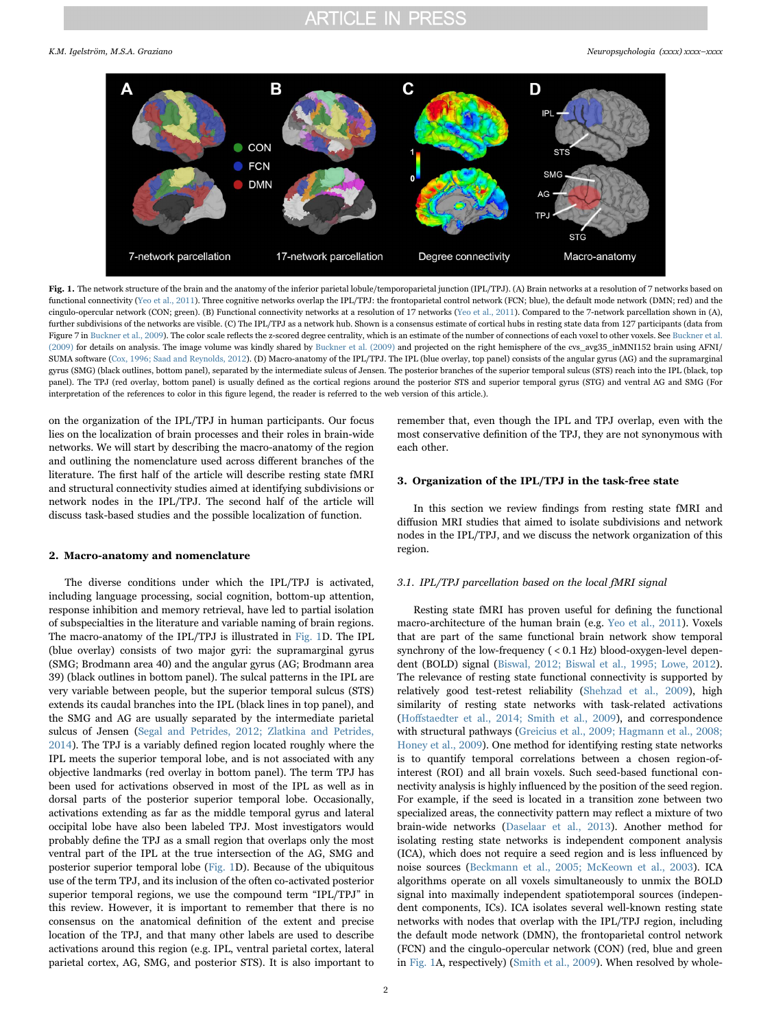**Fig. 1.** The network structure of the brain and the anatomy of the inferior parietal lobule/temporoparietal junction (IPL/TPJ). (A) Brain networks at a resolution of 7 networks based on functional connectivity (Yeo et al., 2011). Three cognitive networks overlap the IPL/TPJ: the frontoparietal control network (FCN; blue), the default mode network (DMN; red) and the cingulo-opercular network (CON; green). (B) Functional connectivity networks at a resolution of 17 networks (Yeo et al., 2011). Compared to the 7-network parcellation shown in (A), further subdivisions of the networks are visible. (C) The IPL/TPJ as a network hub. Shown is a consensus estimate of cortical hubs in resting state data from 127 participants (data from Figure 7 in Buckner et al., 2009). The color scale reflects the z-scored degree centrality, which is an estimate of the number of connections of each voxel to other voxels. See Buckner et al. (2009) for details on analysis. The image volume was kindly shared by Buckner et al. (2009) and projected on the right hemisphere of the cvs_avg35_inMNI152 brain using AFNI/SUMA software (Cox, 1996; Saad and Reynolds, 2012). (D) Macro-anatomy of the IPL/TPJ. The IPL (blue overlay, top panel) consists of the angular gyrus (AG) and the supramarginal gyrus (SMG) (black outlines, bottom panel), separated by the intermediate sulcus of Jensen. The posterior branches of the superior temporal sulcus (STS) reach into the IPL (black, top panel). The TPJ (red overlay, bottom panel) is usually defined as the cortical regions around the posterior STS and superior temporal gyrus (STG) and ventral AG and SMG (For interpretation of the references to color in this figure legend, the reader is referred to the web version of this article.).

on the organization of the IPL/TPJ in human participants. Our focus lies on the localization of brain processes and their roles in brain-wide networks. We will start by describing the macro-anatomy of the region and outlining the nomenclature used across different branches of the literature. The first half of the article will describe resting state fMRI and structural connectivity studies aimed at identifying subdivisions or network nodes in the IPL/TPJ. The second half of the article will discuss task-based studies and the possible localization of function.

## 2. Macro-anatomy and nomenclature

The diverse conditions under which the IPL/TPJ is activated, including language processing, social cognition, bottom-up attention, response inhibition and memory retrieval, have led to partial isolation of subspecialties in the literature and variable naming of brain regions. The macro-anatomy of the IPL/TPJ is illustrated in Fig. 1D. The IPL (blue overlay) consists of two major gyri: the supramarginal gyrus (SMG; Brodmann area 40) and the angular gyrus (AG; Brodmann area 39) (black outlines in bottom panel). The sulcal patterns in the IPL are very variable between people, but the superior temporal sulcus (STS) extends its caudal branches into the IPL (black lines in top panel), and the SMG and AG are usually separated by the intermediate parietal sulcus of Jensen (Segal and Petrides, 2012; Zlatkina and Petrides, 2014). The TPJ is a variably defined region located roughly where the IPL meets the superior temporal lobe, and is not associated with any objective landmarks (red overlay in bottom panel). The term TPJ has been used for activations observed in most of the IPL as well as in dorsal parts of the posterior superior temporal lobe. Occasionally, activations extending as far as the middle temporal gyrus and lateral occipital lobe have also been labeled TPJ. Most investigators would probably define the TPJ as a small region that overlaps only the most ventral part of the IPL at the true intersection of the AG, SMG and posterior superior temporal lobe (Fig. 1D). Because of the ubiquitous use of the term TPJ, and its inclusion of the often co-activated posterior superior temporal regions, we use the compound term "IPL/TPJ" in this review. However, it is important to remember that there is no consensus on the anatomical definition of the extent and precise location of the TPJ, and that many other labels are used to describe activations around this region (e.g. IPL, ventral parietal cortex, lateral parietal cortex, AG, SMG, and posterior STS). It is also important to remember that, even though the IPL and TPJ overlap, even with the most conservative definition of the TPJ, they are not synonymous with each other.

## 3. Organization of the IPL/TPJ in the task-free state

In this section we review findings from resting state fMRI and diffusion MRI studies that aimed to isolate subdivisions and network nodes in the IPL/TPJ, and we discuss the network organization of this region.

### 3.1. IPL/TPJ parcellation based on the local fMRI signal

Resting state fMRI has proven useful for defining the functional macro-architecture of the human brain (e.g. Yeo et al., 2011). Voxels that are part of the same functional brain network show temporal synchrony of the low-frequency (< 0.1 Hz) blood-oxygen-level dependent (BOLD) signal (Biswal, 2012; Biswal et al., 1995; Lowe, 2012). The relevance of resting state functional connectivity is supported by relatively good test-retest reliability (Shehzad et al., 2009), high similarity of resting state networks with task-related activations (Hoffstaedter et al., 2014; Smith et al., 2009), and correspondence with structural pathways (Greicius et al., 2009; Hagmann et al., 2008; Honey et al., 2009). One method for identifying resting state networks is to quantify temporal correlations between a chosen region-of-interest (ROI) and all brain voxels. Such seed-based functional connectivity analysis is highly influenced by the position of the seed region. For example, if the seed is located in a transition zone between two specialized areas, the connectivity pattern may reflect a mixture of two brain-wide networks (Daselaar et al., 2013). Another method for isolating resting state networks is independent component analysis (ICA), which does not require a seed region and is less influenced by noise sources (Beckmann et al., 2005; McKeown et al., 2003). ICA algorithms operate on all voxels simultaneously to unmix the BOLD signal into maximally independent spatiotemporal sources (independent components, ICs). ICA isolates several well-known resting state networks with nodes that overlap with the IPL/TPJ region, including the default mode network (DMN), the frontoparietal control network (FCN) and the cingulo-opercular network (CON) (red, blue and green in Fig. 1A, respectively) (Smith et al., 2009). When resolved by whole-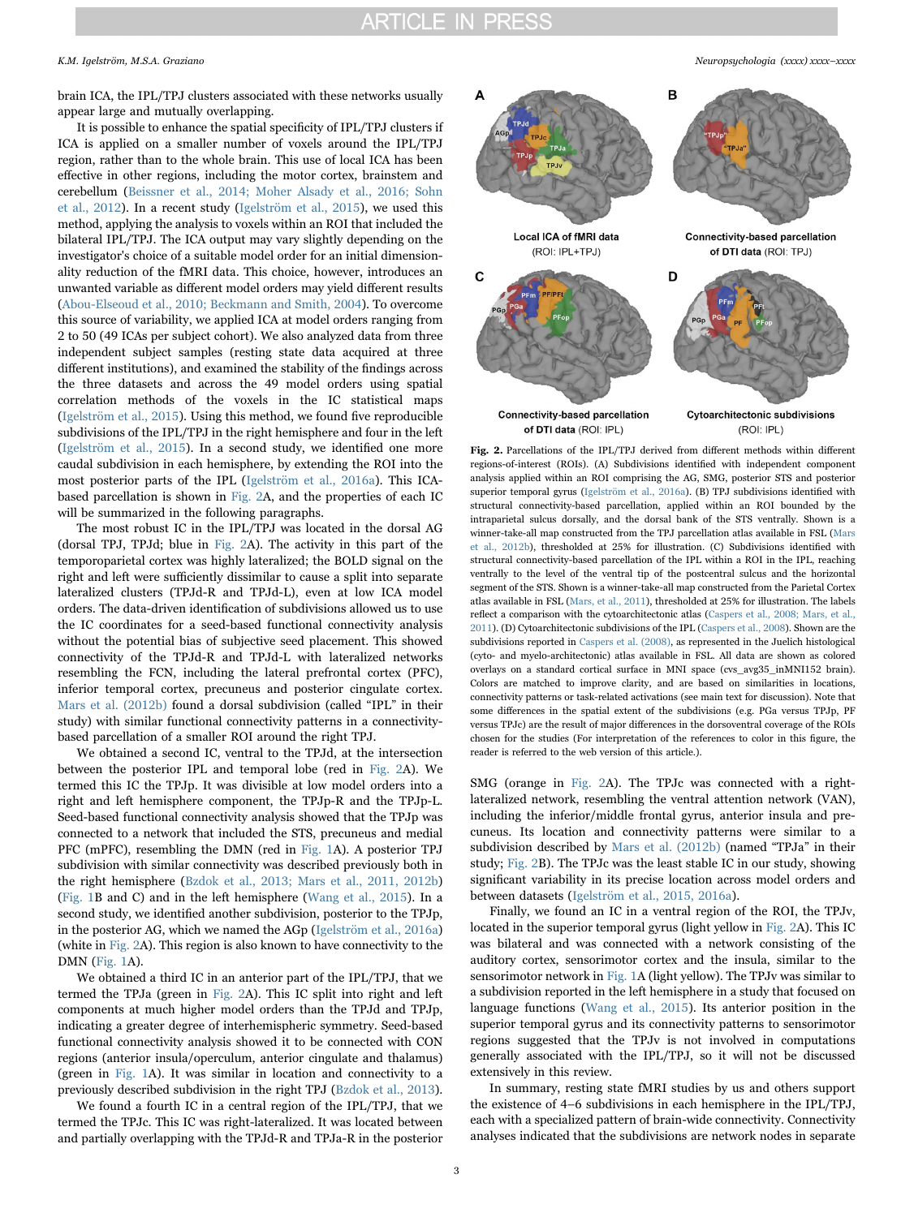brain ICA, the IPL/TPJ clusters associated with these networks usually appear large and mutually overlapping.

It is possible to enhance the spatial specificity of IPL/TPJ clusters if ICA is applied on a smaller number of voxels around the IPL/TPJ region, rather than to the whole brain. This use of local ICA has been effective in other regions, including the motor cortex, brainstem and cerebellum (Beissner et al., 2014; Moher Alsady et al., 2016; Sohn et al., 2012). In a recent study (Igelström et al., 2015), we used this method, applying the analysis to voxels within an ROI that included the bilateral IPL/TPJ. The ICA output may vary slightly depending on the investigator's choice of a suitable model order for an initial dimensionality reduction of the fMRI data. This choice, however, introduces an unwanted variable as different model orders may yield different results (Abou-Elseoud et al., 2010; Beckmann and Smith, 2004). To overcome this source of variability, we applied ICA at model orders ranging from 2 to 50 (49 ICAs per subject cohort). We also analyzed data from three independent subject samples (resting state data acquired at three different institutions), and examined the stability of the findings across the three datasets and across the 49 model orders using spatial correlation methods of the voxels in the IC statistical maps (Igelström et al., 2015). Using this method, we found five reproducible subdivisions of the IPL/TPJ in the right hemisphere and four in the left (Igelström et al., 2015). In a second study, we identified one more caudal subdivision in each hemisphere, by extending the ROI into the most posterior parts of the IPL (Igelström et al., 2016a). This ICA-based parcellation is shown in Fig. 2A, and the properties of each IC will be summarized in the following paragraphs.

The most robust IC in the IPL/TPJ was located in the dorsal AG (dorsal TPJ, TPJd; blue in Fig. 2A). The activity in this part of the temporoparietal cortex was highly lateralized; the BOLD signal on the right and left were sufficiently dissimilar to cause a split into separate lateralized clusters (TPJd-R and TPJd-L), even at low ICA model orders. The data-driven identification of subdivisions allowed us to use the IC coordinates for a seed-based functional connectivity analysis without the potential bias of subjective seed placement. This showed connectivity of the TPJd-R and TPJd-L with lateralized networks resembling the FCN, including the lateral prefrontal cortex (PFC), inferior temporal cortex, precuneus and posterior cingulate cortex. Mars et al. (2012b) found a dorsal subdivision (called "IPL" in their study) with similar functional connectivity patterns in a connectivity-based parcellation of a smaller ROI around the right TPJ.

We obtained a second IC, ventral to the TPJd, at the intersection between the posterior IPL and temporal lobe (red in Fig. 2A). We termed this IC the TPJp. It was divisible at low model orders into a right and left hemisphere component, the TPJp-R and the TPJp-L. Seed-based functional connectivity analysis showed that the TPJp was connected to a network that included the STS, precuneus and medial PFC (mPFC), resembling the DMN (red in Fig. 1A). A posterior TPJ subdivision with similar connectivity was described previously both in the right hemisphere (Bzdok et al., 2013; Mars et al., 2011, 2012b) (Fig. 1B and C) and in the left hemisphere (Wang et al., 2015). In a second study, we identified another subdivision, posterior to the TPJp, in the posterior AG, which we named the AGp (Igelström et al., 2016a) (white in Fig. 2A). This region is also known to have connectivity to the DMN (Fig. 1A).

We obtained a third IC in an anterior part of the IPL/TPJ, that we termed the TPJa (green in Fig. 2A). This IC split into right and left components at much higher model orders than the TPJd and TPJp, indicating a greater degree of interhemispheric symmetry. Seed-based functional connectivity analysis showed it to be connected with CON regions (anterior insula/operculum, anterior cingulate and thalamus) (green in Fig. 1A). It was similar in location and connectivity to a previously described subdivision in the right TPJ (Bzdok et al., 2013).

We found a fourth IC in a central region of the IPL/TPJ, that we termed the TPJc. This IC was right-lateralized. It was located between and partially overlapping with the TPJd-R and TPJa-R in the posterior SMG (orange in Fig. 2A). The TPJc was connected with a right-lateralized network, resembling the ventral attention network (VAN), including the inferior/middle frontal gyrus, anterior insula and precuneus. Its location and connectivity patterns were similar to a subdivision described by Mars et al. (2012b) (named "TPJa" in their study; Fig. 2B). The TPJc was the least stable IC in our study, showing significant variability in its precise location across model orders and between datasets (Igelström et al., 2015, 2016a).

Finally, we found an IC in a ventral region of the ROI, the TPJv, located in the superior temporal gyrus (light yellow in Fig. 2A). This IC was bilateral and was connected with a network consisting of the auditory cortex, sensorimotor cortex and the insula, similar to the sensorimotor network in Fig. 1A (light yellow). The TPJv was similar to a subdivision reported in the left hemisphere in a study that focused on language functions (Wang et al., 2015). Its anterior position in the superior temporal gyrus and its connectivity patterns to sensorimotor regions suggested that the TPJv is not involved in computations generally associated with the IPL/TPJ, so it will not be discussed extensively in this review.

In summary, resting state fMRI studies by us and others support the existence of 4–6 subdivisions in each hemisphere in the IPL/TPJ, each with a specialized pattern of brain-wide connectivity. Connectivity analyses indicated that the subdivisions are network nodes in separate

**Fig. 2.** Parcellations of the IPL/TPJ derived from different methods within different regions-of-interest (ROIs). (A) Subdivisions identified with independent component analysis applied within an ROI comprising the AG, SMG, posterior STS and posterior superior temporal gyrus (Igelström et al., 2016a). (B) TPJ subdivisions identified with structural connectivity-based parcellation, applied within an ROI bounded by the intraparietal sulcus dorsally, and the dorsal bank of the STS ventrally. Shown is a winner-take-all map constructed from the TPJ parcellation atlas available in FSL (Mars et al., 2012b), thresholded at 25% for illustration. (C) Subdivisions identified with structural connectivity-based parcellation of the IPL within a ROI in the IPL, reaching ventrally to the level of the ventral tip of the postcentral sulcus and the horizontal segment of the STS. Shown is a winner-take-all map constructed from the Parietal Cortex atlas available in FSL (Mars, et al., 2011), thresholded at 25% for illustration. The labels reflect a comparison with the cytoarchitectonic atlas (Caspers et al., 2008; Mars, et al., 2011). (D) Cytoarchitectonic subdivisions of the IPL (Caspers et al., 2008). Shown are the subdivisions reported in Caspers et al. (2008), as represented in the Juelich histological (cyto- and myelo-architectonic) atlas available in FSL. All data are shown as colored overlays on a standard cortical surface in MNI space (cvs_avg35_inMNI152 brain). Colors are matched to improve clarity, and are based on similarities in locations, connectivity patterns or task-related activations (see main text for discussion). Note that some differences in the spatial extent of the subdivisions (e.g. PGa versus TPJp, PF versus TPJc) are the result of major differences in the dorsoventral coverage of the ROIs chosen for the studies (For interpretation of the references to color in this figure, the reader is referred to the web version of this article.).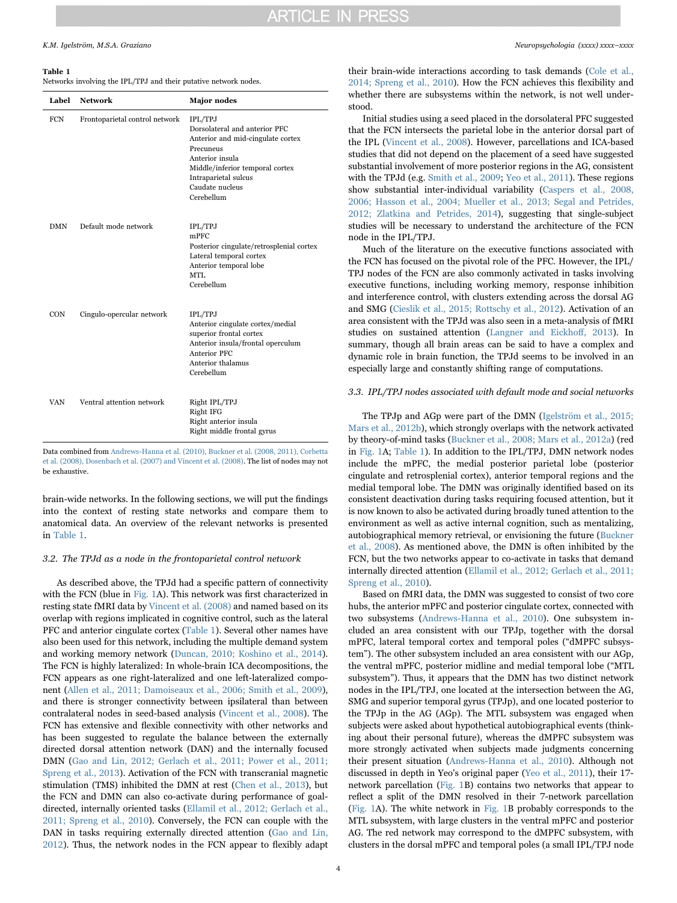**Table 1**
Networks involving the IPL/TPJ and their putative network nodes.

| Label | Network | Major nodes |
|---|---|---|
| FCN | Frontoparietal control network | IPL/TPJ<br>Dorsolateral and anterior PFC<br>Anterior and mid-cingulate cortex<br>Precuneus<br>Anterior insula<br>Middle/inferior temporal cortex<br>Intraparietal sulcus<br>Caudate nucleus<br>Cerebellum |
| DMN | Default mode network | IPL/TPJ<br>mPFC<br>Posterior cingulate/retrosplenial cortex<br>Lateral temporal cortex<br>Anterior temporal lobe<br>MTL<br>Cerebellum |
| CON | Cingulo-opercular network | IPL/TPJ<br>Anterior cingulate cortex/medial superior frontal cortex<br>Anterior insula/frontal operculum<br>Anterior PFC<br>Anterior thalamus<br>Cerebellum |
| VAN | Ventral attention network | Right IPL/TPJ<br>Right IFG<br>Right anterior insula<br>Right middle frontal gyrus |

Data combined from Andrews-Hanna et al. (2010), Buckner et al. (2008, 2011), Corbetta et al. (2008), Dosenbach et al. (2007) and Vincent et al. (2008). The list of nodes may not be exhaustive.

brain-wide networks. In the following sections, we will put the findings into the context of resting state networks and compare them to anatomical data. An overview of the relevant networks is presented in Table 1.

### 3.2. The TPJd as a node in the frontoparietal control network

As described above, the TPJd had a specific pattern of connectivity with the FCN (blue in Fig. 1A). This network was first characterized in resting state fMRI data by Vincent et al. (2008) and named based on its overlap with regions implicated in cognitive control, such as the lateral PFC and anterior cingulate cortex (Table 1). Several other names have also been used for this network, including the multiple demand system and working memory network (Duncan, 2010; Koshino et al., 2014). The FCN is highly lateralized: In whole-brain ICA decompositions, the FCN appears as one right-lateralized and one left-lateralized component (Allen et al., 2011; Damoiseaux et al., 2006; Smith et al., 2009), and there is stronger connectivity between ipsilateral than between contralateral nodes in seed-based analysis (Vincent et al., 2008). The FCN has extensive and flexible connectivity with other networks and has been suggested to regulate the balance between the externally directed dorsal attention network (DAN) and the internally focused DMN (Gao and Lin, 2012; Gerlach et al., 2011; Power et al., 2011; Spreng et al., 2013). Activation of the FCN with transcranial magnetic stimulation (TMS) inhibited the DMN at rest (Chen et al., 2013), but the FCN and DMN can also co-activate during performance of goal-directed, internally oriented tasks (Ellamil et al., 2012; Gerlach et al., 2011; Spreng et al., 2010). Conversely, the FCN can couple with the DAN in tasks requiring externally directed attention (Gao and Lin, 2012). Thus, the network nodes in the FCN appear to flexibly adapt their brain-wide interactions according to task demands (Cole et al., 2014; Spreng et al., 2010). How the FCN achieves this flexibility and whether there are subsystems within the network, is not well understood.

Initial studies using a seed placed in the dorsolateral PFC suggested that the FCN intersects the parietal lobe in the anterior dorsal part of the IPL (Vincent et al., 2008). However, parcellations and ICA-based studies that did not depend on the placement of a seed have suggested substantial involvement of more posterior regions in the AG, consistent with the TPJd (e.g. Smith et al., 2009; Yeo et al., 2011). These regions show substantial inter-individual variability (Caspers et al., 2008, 2006; Hasson et al., 2004; Mueller et al., 2013; Segal and Petrides, 2012; Zlatkina and Petrides, 2014), suggesting that single-subject studies will be necessary to understand the architecture of the FCN node in the IPL/TPJ.

Much of the literature on the executive functions associated with the FCN has focused on the pivotal role of the PFC. However, the IPL/TPJ nodes of the FCN are also commonly activated in tasks involving executive functions, including working memory, response inhibition and interference control, with clusters extending across the dorsal AG and SMG (Cieslik et al., 2015; Rottschy et al., 2012). Activation of an area consistent with the TPJd was also seen in a meta-analysis of fMRI studies on sustained attention (Langner and Eickhoff, 2013). In summary, though all brain areas can be said to have a complex and dynamic role in brain function, the TPJd seems to be involved in an especially large and constantly shifting range of computations.

### 3.3. IPL/TPJ nodes associated with default mode and social networks

The TPJp and AGp were part of the DMN (Igelström et al., 2015; Mars et al., 2012b), which strongly overlaps with the network activated by theory-of-mind tasks (Buckner et al., 2008; Mars et al., 2012a) (red in Fig. 1A; Table 1). In addition to the IPL/TPJ, DMN network nodes include the mPFC, the medial posterior parietal lobe (posterior cingulate and retrosplenial cortex), anterior temporal regions and the medial temporal lobe. The DMN was originally identified based on its consistent deactivation during tasks requiring focused attention, but it is now known to also be activated during broadly tuned attention to the environment as well as active internal cognition, such as mentalizing, autobiographical memory retrieval, or envisioning the future (Buckner et al., 2008). As mentioned above, the DMN is often inhibited by the FCN, but the two networks appear to co-activate in tasks that demand internally directed attention (Ellamil et al., 2012; Gerlach et al., 2011; Spreng et al., 2010).

Based on fMRI data, the DMN was suggested to consist of two core hubs, the anterior mPFC and posterior cingulate cortex, connected with two subsystems (Andrews-Hanna et al., 2010). One subsystem included an area consistent with our TPJp, together with the dorsal mPFC, lateral temporal cortex and temporal poles ("dMPFC subsystem"). The other subsystem included an area consistent with our AGp, the ventral mPFC, posterior midline and medial temporal lobe ("MTL subsystem"). Thus, it appears that the DMN has two distinct network nodes in the IPL/TPJ, one located at the intersection between the AG, SMG and superior temporal gyrus (TPJp), and one located posterior to the TPJp in the AG (AGp). The MTL subsystem was engaged when subjects were asked about hypothetical autobiographical events (thinking about their personal future), whereas the dMPFC subsystem was more strongly activated when subjects made judgments concerning their present situation (Andrews-Hanna et al., 2010). Although not discussed in depth in Yeo's original paper (Yeo et al., 2011), their 17-network parcellation (Fig. 1B) contains two networks that appear to reflect a split of the DMN resolved in their 7-network parcellation (Fig. 1A). The white network in Fig. 1B probably corresponds to the MTL subsystem, with large clusters in the ventral mPFC and posterior AG. The red network may correspond to the dMPFC subsystem, with clusters in the dorsal mPFC and temporal poles (a small IPL/TPJ node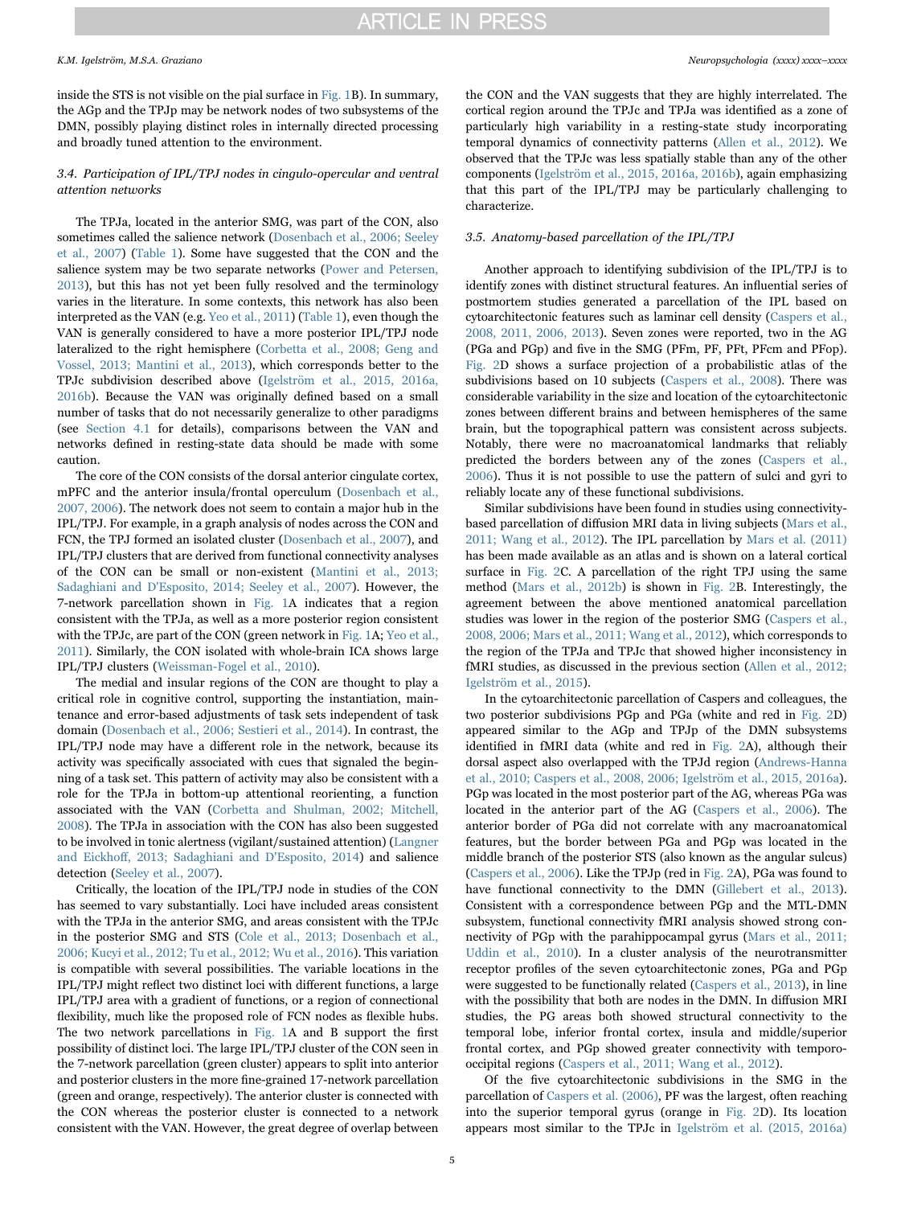inside the STS is not visible on the pial surface in Fig. 1B). In summary, the AGp and the TPJp may be network nodes of two subsystems of the DMN, possibly playing distinct roles in internally directed processing and broadly tuned attention to the environment.

### 3.4. Participation of IPL/TPJ nodes in cingulo-opercular and ventral attention networks

The TPJa, located in the anterior SMG, was part of the CON, also sometimes called the salience network (Dosenbach et al., 2006; Seeley et al., 2007) (Table 1). Some have suggested that the CON and the salience system may be two separate networks (Power and Petersen, 2013), but this has not yet been fully resolved and the terminology varies in the literature. In some contexts, this network has also been interpreted as the VAN (e.g. Yeo et al., 2011) (Table 1), even though the VAN is generally considered to have a more posterior IPL/TPJ node lateralized to the right hemisphere (Corbetta et al., 2008; Geng and Vossel, 2013; Mantini et al., 2013), which corresponds better to the TPJc subdivision described above (Igelström et al., 2015, 2016a, 2016b). Because the VAN was originally defined based on a small number of tasks that do not necessarily generalize to other paradigms (see Section 4.1 for details), comparisons between the VAN and networks defined in resting-state data should be made with some caution.

The core of the CON consists of the dorsal anterior cingulate cortex, mPFC and the anterior insula/frontal operculum (Dosenbach et al., 2007, 2006). The network does not seem to contain a major hub in the IPL/TPJ. For example, in a graph analysis of nodes across the CON and FCN, the TPJ formed an isolated cluster (Dosenbach et al., 2007), and IPL/TPJ clusters that are derived from functional connectivity analyses of the CON can be small or non-existent (Mantini et al., 2013; Sadaghiani and D'Esposito, 2014; Seeley et al., 2007). However, the 7-network parcellation shown in Fig. 1A indicates that a region consistent with the TPJa, as well as a more posterior region consistent with the TPJc, are part of the CON (green network in Fig. 1A; Yeo et al., 2011). Similarly, the CON isolated with whole-brain ICA shows large IPL/TPJ clusters (Weissman-Fogel et al., 2010).

The medial and insular regions of the CON are thought to play a critical role in cognitive control, supporting the instantiation, maintenance and error-based adjustments of task sets independent of task domain (Dosenbach et al., 2006; Sestieri et al., 2014). In contrast, the IPL/TPJ node may have a different role in the network, because its activity was specifically associated with cues that signaled the beginning of a task set. This pattern of activity may also be consistent with a role for the TPJa in bottom-up attentional reorienting, a function associated with the VAN (Corbetta and Shulman, 2002; Mitchell, 2008). The TPJa in association with the CON has also been suggested to be involved in tonic alertness (vigilant/sustained attention) (Langner and Eickhoff, 2013; Sadaghiani and D'Esposito, 2014) and salience detection (Seeley et al., 2007).

Critically, the location of the IPL/TPJ node in studies of the CON has seemed to vary substantially. Loci have included areas consistent with the TPJa in the anterior SMG, and areas consistent with the TPJc in the posterior SMG and STS (Cole et al., 2013; Dosenbach et al., 2006; Kucyi et al., 2012; Tu et al., 2012; Wu et al., 2016). This variation is compatible with several possibilities. The variable locations in the IPL/TPJ might reflect two distinct loci with different functions, a large IPL/TPJ area with a gradient of functions, or a region of connectional flexibility, much like the proposed role of FCN nodes as flexible hubs. The two network parcellations in Fig. 1A and B support the first possibility of distinct loci. The large IPL/TPJ cluster of the CON seen in the 7-network parcellation (green cluster) appears to split into anterior and posterior clusters in the more fine-grained 17-network parcellation (green and orange, respectively). The anterior cluster is connected with the CON whereas the posterior cluster is connected to a network consistent with the VAN. However, the great degree of overlap between the CON and the VAN suggests that they are highly interrelated. The cortical region around the TPJc and TPJa was identified as a zone of particularly high variability in a resting-state study incorporating temporal dynamics of connectivity patterns (Allen et al., 2012). We observed that the TPJc was less spatially stable than any of the other components (Igelström et al., 2015, 2016a, 2016b), again emphasizing that this part of the IPL/TPJ may be particularly challenging to characterize.

### 3.5. Anatomy-based parcellation of the IPL/TPJ

Another approach to identifying subdivision of the IPL/TPJ is to identify zones with distinct structural features. An influential series of postmortem studies generated a parcellation of the IPL based on cytoarchitectonic features such as laminar cell density (Caspers et al., 2008, 2011, 2006, 2013). Seven zones were reported, two in the AG (PGa and PGp) and five in the SMG (PFm, PF, PFt, PFcm and PFop). Fig. 2D shows a surface projection of a probabilistic atlas of the subdivisions based on 10 subjects (Caspers et al., 2008). There was considerable variability in the size and location of the cytoarchitectonic zones between different brains and between hemispheres of the same brain, but the topographical pattern was consistent across subjects. Notably, there were no macroanatomical landmarks that reliably predicted the borders between any of the zones (Caspers et al., 2006). Thus it is not possible to use the pattern of sulci and gyri to reliably locate any of these functional subdivisions.

Similar subdivisions have been found in studies using connectivity-based parcellation of diffusion MRI data in living subjects (Mars et al., 2011; Wang et al., 2012). The IPL parcellation by Mars et al. (2011) has been made available as an atlas and is shown on a lateral cortical surface in Fig. 2C. A parcellation of the right TPJ using the same method (Mars et al., 2012b) is shown in Fig. 2B. Interestingly, the agreement between the above mentioned anatomical parcellation studies was lower in the region of the posterior SMG (Caspers et al., 2008, 2006; Mars et al., 2011; Wang et al., 2012), which corresponds to the region of the TPJa and TPJc that showed higher inconsistency in fMRI studies, as discussed in the previous section (Allen et al., 2012; Igelström et al., 2015).

In the cytoarchitectonic parcellation of Caspers and colleagues, the two posterior subdivisions PGp and PGa (white and red in Fig. 2D) appeared similar to the AGp and TPJp of the DMN subsystems identified in fMRI data (white and red in Fig. 2A), although their dorsal aspect also overlapped with the TPJd region (Andrews-Hanna et al., 2010; Caspers et al., 2008, 2006; Igelström et al., 2015, 2016a). PGp was located in the most posterior part of the AG, whereas PGa was located in the anterior part of the AG (Caspers et al., 2006). The anterior border of PGa did not correlate with any macroanatomical features, but the border between PGa and PGp was located in the middle branch of the posterior STS (also known as the angular sulcus) (Caspers et al., 2006). Like the TPJp (red in Fig. 2A), PGa was found to have functional connectivity to the DMN (Gillebert et al., 2013). Consistent with a correspondence between PGp and the MTL-DMN subsystem, functional connectivity fMRI analysis showed strong connectivity of PGp with the parahippocampal gyrus (Mars et al., 2011; Uddin et al., 2010). In a cluster analysis of the neurotransmitter receptor profiles of the seven cytoarchitectonic zones, PGa and PGp were suggested to be functionally related (Caspers et al., 2013), in line with the possibility that both are nodes in the DMN. In diffusion MRI studies, the PG areas both showed structural connectivity to the temporal lobe, inferior frontal cortex, insula and middle/superior frontal cortex, and PGp showed greater connectivity with temporo-occipital regions (Caspers et al., 2011; Wang et al., 2012).

Of the five cytoarchitectonic subdivisions in the SMG in the parcellation of Caspers et al. (2006), PF was the largest, often reaching into the superior temporal gyrus (orange in Fig. 2D). Its location appears most similar to the TPJc in Igelström et al. (2015, 2016a)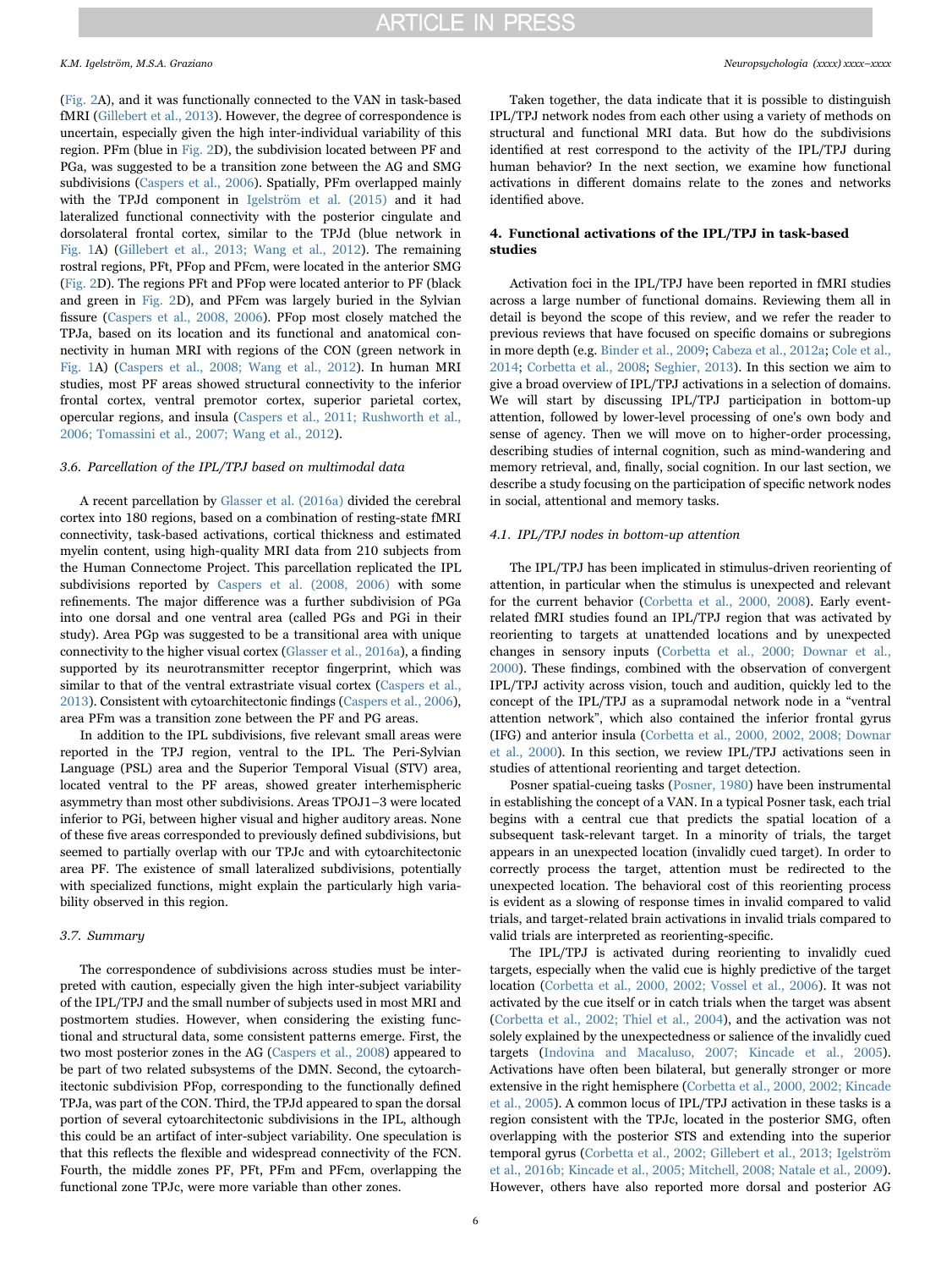(Fig. 2A), and it was functionally connected to the VAN in task-based fMRI (Gillebert et al., 2013). However, the degree of correspondence is uncertain, especially given the high inter-individual variability of this region. PFm (blue in Fig. 2D), the subdivision located between PF and PGa, was suggested to be a transition zone between the AG and SMG subdivisions (Caspers et al., 2006). Spatially, PFm overlapped mainly with the TPJd component in Igelström et al. (2015) and it had lateralized functional connectivity with the posterior cingulate and dorsolateral frontal cortex, similar to the TPJd (blue network in Fig. 1A) (Gillebert et al., 2013; Wang et al., 2012). The remaining rostral regions, PFt, PFop and PFcm, were located in the anterior SMG (Fig. 2D). The regions PFt and PFop were located anterior to PF (black and green in Fig. 2D), and PFcm was largely buried in the Sylvian fissure (Caspers et al., 2008, 2006). PFop most closely matched the TPJa, based on its location and its functional and anatomical connectivity in human MRI with regions of the CON (green network in Fig. 1A) (Caspers et al., 2008; Wang et al., 2012). In human MRI studies, most PF areas showed structural connectivity to the inferior frontal cortex, ventral premotor cortex, superior parietal cortex, opercular regions, and insula (Caspers et al., 2011; Rushworth et al., 2006; Tomassini et al., 2007; Wang et al., 2012).

### 3.6. Parcellation of the IPL/TPJ based on multimodal data

A recent parcellation by Glasser et al. (2016a) divided the cerebral cortex into 180 regions, based on a combination of resting-state fMRI connectivity, task-based activations, cortical thickness and estimated myelin content, using high-quality MRI data from 210 subjects from the Human Connectome Project. This parcellation replicated the IPL subdivisions reported by Caspers et al. (2008, 2006) with some refinements. The major difference was a further subdivision of PGa into one dorsal and one ventral area (called PGs and PGi in their study). Area PGp was suggested to be a transitional area with unique connectivity to the higher visual cortex (Glasser et al., 2016a), a finding supported by its neurotransmitter receptor fingerprint, which was similar to that of the ventral extrastriate visual cortex (Caspers et al., 2013). Consistent with cytoarchitectonic findings (Caspers et al., 2006), area PFm was a transition zone between the PF and PG areas.

In addition to the IPL subdivisions, five relevant small areas were reported in the TPJ region, ventral to the IPL. The Peri-Sylvian Language (PSL) area and the Superior Temporal Visual (STV) area, located ventral to the PF areas, showed greater interhemispheric asymmetry than most other subdivisions. Areas TPOJ1–3 were located inferior to PGi, between higher visual and higher auditory areas. None of these five areas corresponded to previously defined subdivisions, but seemed to partially overlap with our TPJc and with cytoarchitectonic area PF. The existence of small lateralized subdivisions, potentially with specialized functions, might explain the particularly high variability observed in this region.

### 3.7. Summary

The correspondence of subdivisions across studies must be interpreted with caution, especially given the high inter-subject variability of the IPL/TPJ and the small number of subjects used in most MRI and postmortem studies. However, when considering the existing functional and structural data, some consistent patterns emerge. First, the two most posterior zones in the AG (Caspers et al., 2008) appeared to be part of two related subsystems of the DMN. Second, the cytoarchitectonic subdivision PFop, corresponding to the functionally defined TPJa, was part of the CON. Third, the TPJd appeared to span the dorsal portion of several cytoarchitectonic subdivisions in the IPL, although this could be an artifact of inter-subject variability. One speculation is that this reflects the flexible and widespread connectivity of the FCN. Fourth, the middle zones PF, PFt, PFm and PFcm, overlapping the functional zone TPJc, were more variable than other zones.

Taken together, the data indicate that it is possible to distinguish IPL/TPJ network nodes from each other using a variety of methods on structural and functional MRI data. But how do the subdivisions identified at rest correspond to the activity of the IPL/TPJ during human behavior? In the next section, we examine how functional activations in different domains relate to the zones and networks identified above.

## 4. Functional activations of the IPL/TPJ in task-based studies

Activation foci in the IPL/TPJ have been reported in fMRI studies across a large number of functional domains. Reviewing them all in detail is beyond the scope of this review, and we refer the reader to previous reviews that have focused on specific domains or subregions in more depth (e.g. Binder et al., 2009; Cabeza et al., 2012a; Cole et al., 2014; Corbetta et al., 2008; Seghier, 2013). In this section we aim to give a broad overview of IPL/TPJ activations in a selection of domains. We will start by discussing IPL/TPJ participation in bottom-up attention, followed by lower-level processing of one's own body and sense of agency. Then we will move on to higher-order processing, describing studies of internal cognition, such as mind-wandering and memory retrieval, and, finally, social cognition. In our last section, we describe a study focusing on the participation of specific network nodes in social, attentional and memory tasks.

### 4.1. IPL/TPJ nodes in bottom-up attention

The IPL/TPJ has been implicated in stimulus-driven reorienting of attention, in particular when the stimulus is unexpected and relevant for the current behavior (Corbetta et al., 2000, 2008). Early event-related fMRI studies found an IPL/TPJ region that was activated by reorienting to targets at unattended locations and by unexpected changes in sensory inputs (Corbetta et al., 2000; Downar et al., 2000). These findings, combined with the observation of convergent IPL/TPJ activity across vision, touch and audition, quickly led to the concept of the IPL/TPJ as a supramodal network node in a "ventral attention network", which also contained the inferior frontal gyrus (IFG) and anterior insula (Corbetta et al., 2000, 2002, 2008; Downar et al., 2000). In this section, we review IPL/TPJ activations seen in studies of attentional reorienting and target detection.

Posner spatial-cueing tasks (Posner, 1980) have been instrumental in establishing the concept of a VAN. In a typical Posner task, each trial begins with a central cue that predicts the spatial location of a subsequent task-relevant target. In a minority of trials, the target appears in an unexpected location (invalidly cued target). In order to correctly process the target, attention must be redirected to the unexpected location. The behavioral cost of this reorienting process is evident as a slowing of response times in invalid compared to valid trials, and target-related brain activations in invalid trials compared to valid trials are interpreted as reorienting-specific.

The IPL/TPJ is activated during reorienting to invalidly cued targets, especially when the valid cue is highly predictive of the target location (Corbetta et al., 2000, 2002; Vossel et al., 2006). It was not activated by the cue itself or in catch trials when the target was absent (Corbetta et al., 2002; Thiel et al., 2004), and the activation was not solely explained by the unexpectedness or salience of the invalidly cued targets (Indovina and Macaluso, 2007; Kincade et al., 2005). Activations have often been bilateral, but generally stronger or more extensive in the right hemisphere (Corbetta et al., 2000, 2002; Kincade et al., 2005). A common locus of IPL/TPJ activation in these tasks is a region consistent with the TPJc, located in the posterior SMG, often overlapping with the posterior STS and extending into the superior temporal gyrus (Corbetta et al., 2002; Gillebert et al., 2013; Igelström et al., 2016b; Kincade et al., 2005; Mitchell, 2008; Natale et al., 2009). However, others have also reported more dorsal and posterior AG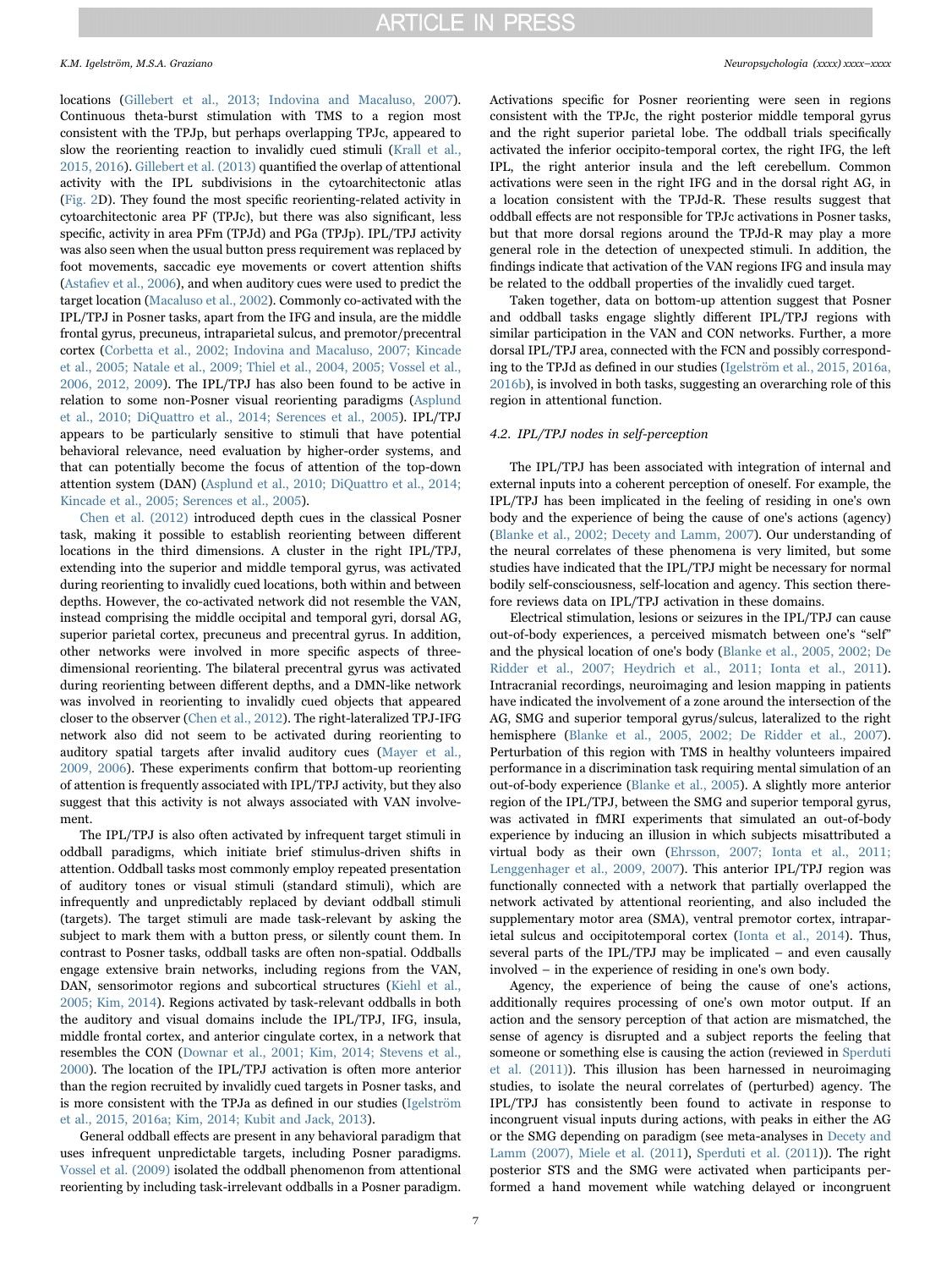locations (Gillebert et al., 2013; Indovina and Macaluso, 2007). Continuous theta-burst stimulation with TMS to a region most consistent with the TPJp, but perhaps overlapping TPJc, appeared to slow the reorienting reaction to invalidly cued stimuli (Krall et al., 2015, 2016). Gillebert et al. (2013) quantified the overlap of attentional activity with the IPL subdivisions in the cytoarchitectonic atlas (Fig. 2D). They found the most specific reorienting-related activity in cytoarchitectonic area PF (TPJc), but there was also significant, less specific, activity in area PFm (TPJd) and PGa (TPJp). IPL/TPJ activity was also seen when the usual button press requirement was replaced by foot movements, saccadic eye movements or covert attention shifts (Astafiev et al., 2006), and when auditory cues were used to predict the target location (Macaluso et al., 2002). Commonly co-activated with the IPL/TPJ in Posner tasks, apart from the IFG and insula, are the middle frontal gyrus, precuneus, intraparietal sulcus, and premotor/precentral cortex (Corbetta et al., 2002; Indovina and Macaluso, 2007; Kincade et al., 2005; Natale et al., 2009; Thiel et al., 2004, 2005; Vossel et al., 2006, 2012, 2009). The IPL/TPJ has also been found to be active in relation to some non-Posner visual reorienting paradigms (Asplund et al., 2010; DiQuattro et al., 2014; Serences et al., 2005). IPL/TPJ appears to be particularly sensitive to stimuli that have potential behavioral relevance, need evaluation by higher-order systems, and that can potentially become the focus of attention of the top-down attention system (DAN) (Asplund et al., 2010; DiQuattro et al., 2014; Kincade et al., 2005; Serences et al., 2005).

Chen et al. (2012) introduced depth cues in the classical Posner task, making it possible to establish reorienting between different locations in the third dimensions. A cluster in the right IPL/TPJ, extending into the superior and middle temporal gyrus, was activated during reorienting to invalidly cued locations, both within and between depths. However, the co-activated network did not resemble the VAN, instead comprising the middle occipital and temporal gyri, dorsal AG, superior parietal cortex, precuneus and precentral gyrus. In addition, other networks were involved in more specific aspects of three-dimensional reorienting. The bilateral precentral gyrus was activated during reorienting between different depths, and a DMN-like network was involved in reorienting to invalidly cued objects that appeared closer to the observer (Chen et al., 2012). The right-lateralized TPJ-IFG network also did not seem to be activated during reorienting to auditory spatial targets after invalid auditory cues (Mayer et al., 2009, 2006). These experiments confirm that bottom-up reorienting of attention is frequently associated with IPL/TPJ activity, but they also suggest that this activity is not always associated with VAN involvement.

The IPL/TPJ is also often activated by infrequent target stimuli in oddball paradigms, which initiate brief stimulus-driven shifts in attention. Oddball tasks most commonly employ repeated presentation of auditory tones or visual stimuli (standard stimuli), which are infrequently and unpredictably replaced by deviant oddball stimuli (targets). The target stimuli are made task-relevant by asking the subject to mark them with a button press, or silently count them. In contrast to Posner tasks, oddball tasks are often non-spatial. Oddballs engage extensive brain networks, including regions from the VAN, DAN, sensorimotor regions and subcortical structures (Kiehl et al., 2005; Kim, 2014). Regions activated by task-relevant oddballs in both the auditory and visual domains include the IPL/TPJ, IFG, insula, middle frontal cortex, and anterior cingulate cortex, in a network that resembles the CON (Downar et al., 2001; Kim, 2014; Stevens et al., 2000). The location of the IPL/TPJ activation is often more anterior than the region recruited by invalidly cued targets in Posner tasks, and is more consistent with the TPJa as defined in our studies (Igelström et al., 2015, 2016a; Kim, 2014; Kubit and Jack, 2013).

General oddball effects are present in any behavioral paradigm that uses infrequent unpredictable targets, including Posner paradigms. Vossel et al. (2009) isolated the oddball phenomenon from attentional reorienting by including task-irrelevant oddballs in a Posner paradigm. Activations specific for Posner reorienting were seen in regions consistent with the TPJc, the right posterior middle temporal gyrus and the right superior parietal lobe. The oddball trials specifically activated the inferior occipito-temporal cortex, the right IFG, the left IPL, the right anterior insula and the left cerebellum. Common activations were seen in the right IFG and in the dorsal right AG, in a location consistent with the TPJd-R. These results suggest that oddball effects are not responsible for TPJc activations in Posner tasks, but that more dorsal regions around the TPJd-R may play a more general role in the detection of unexpected stimuli. In addition, the findings indicate that activation of the VAN regions IFG and insula may be related to the oddball properties of the invalidly cued target.

Taken together, data on bottom-up attention suggest that Posner and oddball tasks engage slightly different IPL/TPJ regions with similar participation in the VAN and CON networks. Further, a more dorsal IPL/TPJ area, connected with the FCN and possibly corresponding to the TPJd as defined in our studies (Igelström et al., 2015, 2016a, 2016b), is involved in both tasks, suggesting an overarching role of this region in attentional function.

### 4.2. IPL/TPJ nodes in self-perception

The IPL/TPJ has been associated with integration of internal and external inputs into a coherent perception of oneself. For example, the IPL/TPJ has been implicated in the feeling of residing in one's own body and the experience of being the cause of one's actions (agency) (Blanke et al., 2002; Decety and Lamm, 2007). Our understanding of the neural correlates of these phenomena is very limited, but some studies have indicated that the IPL/TPJ might be necessary for normal bodily self-consciousness, self-location and agency. This section therefore reviews data on IPL/TPJ activation in these domains.

Electrical stimulation, lesions or seizures in the IPL/TPJ can cause out-of-body experiences, a perceived mismatch between one's "self" and the physical location of one's body (Blanke et al., 2005, 2002; De Ridder et al., 2007; Heydrich et al., 2011; Ionta et al., 2011). Intracranial recordings, neuroimaging and lesion mapping in patients have indicated the involvement of a zone around the intersection of the AG, SMG and superior temporal gyrus/sulcus, lateralized to the right hemisphere (Blanke et al., 2005, 2002; De Ridder et al., 2007). Perturbation of this region with TMS in healthy volunteers impaired performance in a discrimination task requiring mental simulation of an out-of-body experience (Blanke et al., 2005). A slightly more anterior region of the IPL/TPJ, between the SMG and superior temporal gyrus, was activated in fMRI experiments that simulated an out-of-body experience by inducing an illusion in which subjects misattributed a virtual body as their own (Ehrsson, 2007; Ionta et al., 2011; Lenggenhager et al., 2009, 2007). This anterior IPL/TPJ region was functionally connected with a network that partially overlapped the network activated by attentional reorienting, and also included the supplementary motor area (SMA), ventral premotor cortex, intraparietal sulcus and occipitotemporal cortex (Ionta et al., 2014). Thus, several parts of the IPL/TPJ may be implicated – and even causally involved – in the experience of residing in one's own body.

Agency, the experience of being the cause of one's actions, additionally requires processing of one's own motor output. If an action and the sensory perception of that action are mismatched, the sense of agency is disrupted and a subject reports the feeling that someone or something else is causing the action (reviewed in Sperduti et al. (2011)). This illusion has been harnessed in neuroimaging studies, to isolate the neural correlates of (perturbed) agency. The IPL/TPJ has consistently been found to activate in response to incongruent visual inputs during actions, with peaks in either the AG or the SMG depending on paradigm (see meta-analyses in Decety and Lamm (2007), Miele et al. (2011), Sperduti et al. (2011)). The right posterior STS and the SMG were activated when participants performed a hand movement while watching delayed or incongruent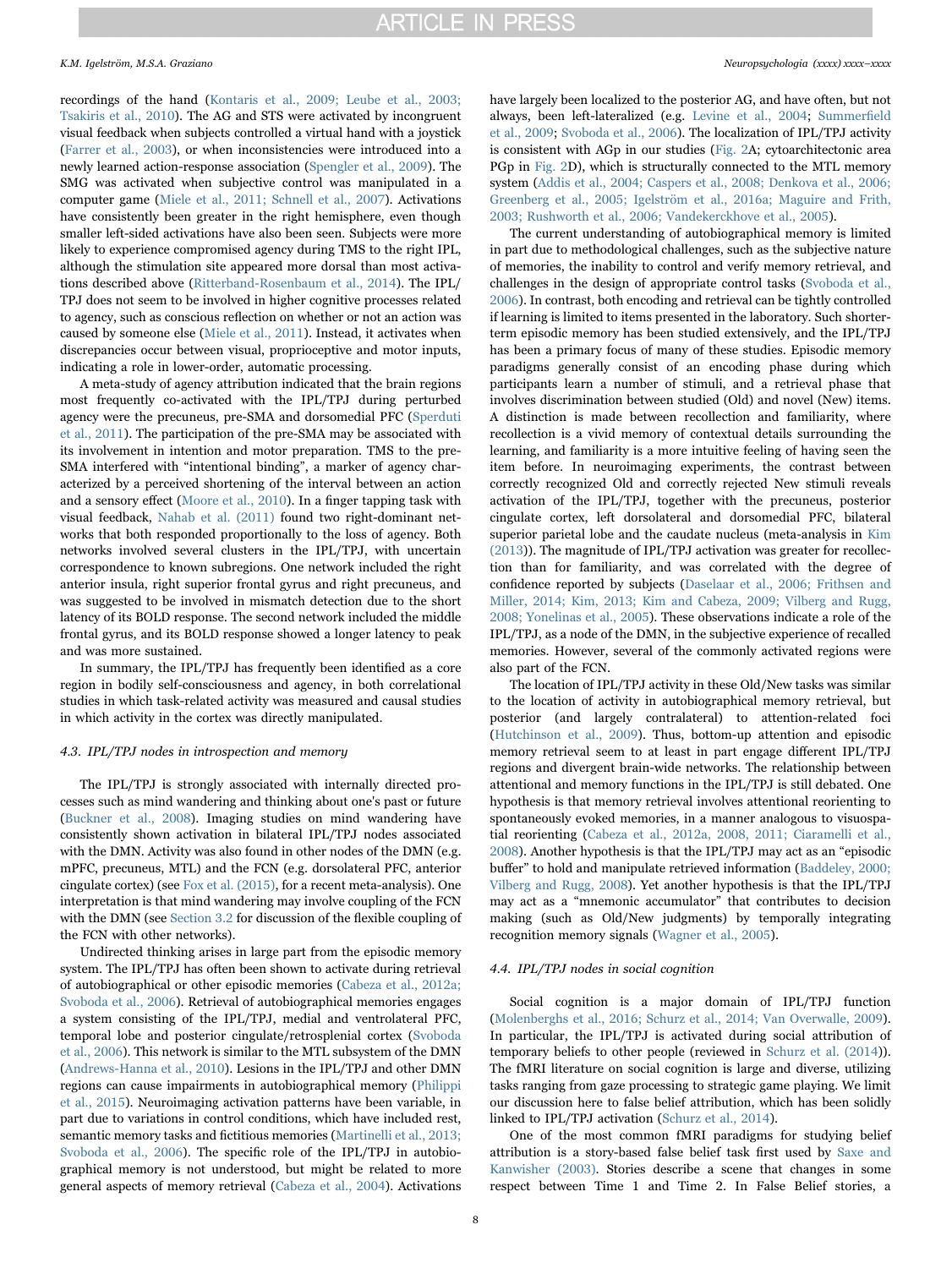recordings of the hand (Kontaris et al., 2009; Leube et al., 2003; Tsakiris et al., 2010). The AG and STS were activated by incongruent visual feedback when subjects controlled a virtual hand with a joystick (Farrer et al., 2003), or when inconsistencies were introduced into a newly learned action-response association (Spengler et al., 2009). The SMG was activated when subjective control was manipulated in a computer game (Miele et al., 2011; Schnell et al., 2007). Activations have consistently been greater in the right hemisphere, even though smaller left-sided activations have also been seen. Subjects were more likely to experience compromised agency during TMS to the right IPL, although the stimulation site appeared more dorsal than most activations described above (Ritterband-Rosenbaum et al., 2014). The IPL/TPJ does not seem to be involved in higher cognitive processes related to agency, such as conscious reflection on whether or not an action was caused by someone else (Miele et al., 2011). Instead, it activates when discrepancies occur between visual, proprioceptive and motor inputs, indicating a role in lower-order, automatic processing.

A meta-study of agency attribution indicated that the brain regions most frequently co-activated with the IPL/TPJ during perturbed agency were the precuneus, pre-SMA and dorsomedial PFC (Sperduti et al., 2011). The participation of the pre-SMA may be associated with its involvement in intention and motor preparation. TMS to the pre-SMA interfered with "intentional binding", a marker of agency characterized by a perceived shortening of the interval between an action and a sensory effect (Moore et al., 2010). In a finger tapping task with visual feedback, Nahab et al. (2011) found two right-dominant networks that both responded proportionally to the loss of agency. Both networks involved several clusters in the IPL/TPJ, with uncertain correspondence to known subregions. One network included the right anterior insula, right superior frontal gyrus and right precuneus, and was suggested to be involved in mismatch detection due to the short latency of its BOLD response. The second network included the middle frontal gyrus, and its BOLD response showed a longer latency to peak and was more sustained.

In summary, the IPL/TPJ has frequently been identified as a core region in bodily self-consciousness and agency, in both correlational studies in which task-related activity was measured and causal studies in which activity in the cortex was directly manipulated.

### 4.3. IPL/TPJ nodes in introspection and memory

The IPL/TPJ is strongly associated with internally directed processes such as mind wandering and thinking about one's past or future (Buckner et al., 2008). Imaging studies on mind wandering have consistently shown activation in bilateral IPL/TPJ nodes associated with the DMN. Activity was also found in other nodes of the DMN (e.g. mPFC, precuneus, MTL) and the FCN (e.g. dorsolateral PFC, anterior cingulate cortex) (see Fox et al. (2015), for a recent meta-analysis). One interpretation is that mind wandering may involve coupling of the FCN with the DMN (see Section 3.2 for discussion of the flexible coupling of the FCN with other networks).

Undirected thinking arises in large part from the episodic memory system. The IPL/TPJ has often been shown to activate during retrieval of autobiographical or other episodic memories (Cabeza et al., 2012a; Svoboda et al., 2006). Retrieval of autobiographical memories engages a system consisting of the IPL/TPJ, medial and ventrolateral PFC, temporal lobe and posterior cingulate/retrosplenial cortex (Svoboda et al., 2006). This network is similar to the MTL subsystem of the DMN (Andrews-Hanna et al., 2010). Lesions in the IPL/TPJ and other DMN regions can cause impairments in autobiographical memory (Philippi et al., 2015). Neuroimaging activation patterns have been variable, in part due to variations in control conditions, which have included rest, semantic memory tasks and fictitious memories (Martinelli et al., 2013; Svoboda et al., 2006). The specific role of the IPL/TPJ in autobiographical memory is not understood, but might be related to more general aspects of memory retrieval (Cabeza et al., 2004). Activations have largely been localized to the posterior AG, and have often, but not always, been left-lateralized (e.g. Levine et al., 2004; Summerfield et al., 2009; Svoboda et al., 2006). The localization of IPL/TPJ activity is consistent with AGp in our studies (Fig. 2A; cytoarchitectonic area PGp in Fig. 2D), which is structurally connected to the MTL memory system (Addis et al., 2004; Caspers et al., 2008; Denkova et al., 2006; Greenberg et al., 2005; Igelström et al., 2016a; Maguire and Frith, 2003; Rushworth et al., 2006; Vandekerckhove et al., 2005).

The current understanding of autobiographical memory is limited in part due to methodological challenges, such as the subjective nature of memories, the inability to control and verify memory retrieval, and challenges in the design of appropriate control tasks (Svoboda et al., 2006). In contrast, both encoding and retrieval can be tightly controlled if learning is limited to items presented in the laboratory. Such shorter-term episodic memory has been studied extensively, and the IPL/TPJ has been a primary focus of many of these studies. Episodic memory paradigms generally consist of an encoding phase during which participants learn a number of stimuli, and a retrieval phase that involves discrimination between studied (Old) and novel (New) items. A distinction is made between recollection and familiarity, where recollection is a vivid memory of contextual details surrounding the learning, and familiarity is a more intuitive feeling of having seen the item before. In neuroimaging experiments, the contrast between correctly recognized Old and correctly rejected New stimuli reveals activation of the IPL/TPJ, together with the precuneus, posterior cingulate cortex, left dorsolateral and dorsomedial PFC, bilateral superior parietal lobe and the caudate nucleus (meta-analysis in Kim (2013)). The magnitude of IPL/TPJ activation was greater for recollection than for familiarity, and was correlated with the degree of confidence reported by subjects (Daselaar et al., 2006; Frithsen and Miller, 2014; Kim, 2013; Kim and Cabeza, 2009; Vilberg and Rugg, 2008; Yonelinas et al., 2005). These observations indicate a role of the IPL/TPJ, as a node of the DMN, in the subjective experience of recalled memories. However, several of the commonly activated regions were also part of the FCN.

The location of IPL/TPJ activity in these Old/New tasks was similar to the location of activity in autobiographical memory retrieval, but posterior (and largely contralateral) to attention-related foci (Hutchinson et al., 2009). Thus, bottom-up attention and episodic memory retrieval seem to at least in part engage different IPL/TPJ regions and divergent brain-wide networks. The relationship between attentional and memory functions in the IPL/TPJ is still debated. One hypothesis is that memory retrieval involves attentional reorienting to spontaneously evoked memories, in a manner analogous to visuospatial reorienting (Cabeza et al., 2012a, 2008, 2011; Ciaramelli et al., 2008). Another hypothesis is that the IPL/TPJ may act as an "episodic buffer" to hold and manipulate retrieved information (Baddeley, 2000; Vilberg and Rugg, 2008). Yet another hypothesis is that the IPL/TPJ may act as a "mnemonic accumulator" that contributes to decision making (such as Old/New judgments) by temporally integrating recognition memory signals (Wagner et al., 2005).

### 4.4. IPL/TPJ nodes in social cognition

Social cognition is a major domain of IPL/TPJ function (Molenberghs et al., 2016; Schurz et al., 2014; Van Overwalle, 2009). In particular, the IPL/TPJ is activated during social attribution of temporary beliefs to other people (reviewed in Schurz et al. (2014)). The fMRI literature on social cognition is large and diverse, utilizing tasks ranging from gaze processing to strategic game playing. We limit our discussion here to false belief attribution, which has been solidly linked to IPL/TPJ activation (Schurz et al., 2014).

One of the most common fMRI paradigms for studying belief attribution is a story-based false belief task first used by Saxe and Kanwisher (2003). Stories describe a scene that changes in some respect between Time 1 and Time 2. In False Belief stories, a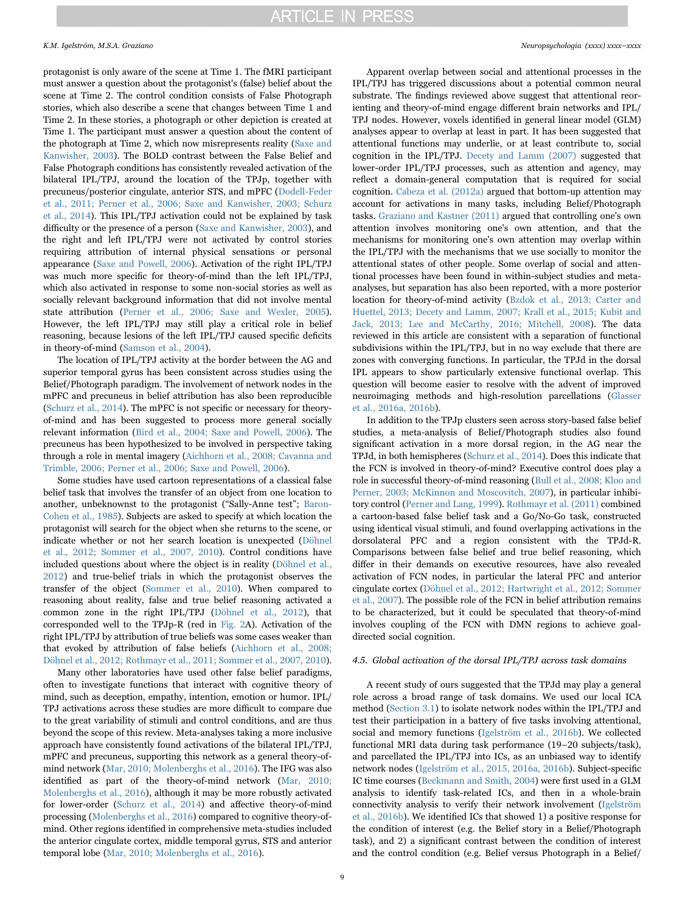protagonist is only aware of the scene at Time 1. The fMRI participant must answer a question about the protagonist's (false) belief about the scene at Time 2. The control condition consists of False Photograph stories, which also describe a scene that changes between Time 1 and Time 2. In these stories, a photograph or other depiction is created at Time 1. The participant must answer a question about the content of the photograph at Time 2, which now misrepresents reality (Saxe and Kanwisher, 2003). The BOLD contrast between the False Belief and False Photograph conditions has consistently revealed activation of the bilateral IPL/TPJ, around the location of the TPJp, together with precuneus/posterior cingulate, anterior STS, and mPFC (Dodell-Feder et al., 2011; Perner et al., 2006; Saxe and Kanwisher, 2003; Schurz et al., 2014). This IPL/TPJ activation could not be explained by task difficulty or the presence of a person (Saxe and Kanwisher, 2003), and the right and left IPL/TPJ were not activated by control stories requiring attribution of internal physical sensations or personal appearance (Saxe and Powell, 2006). Activation of the right IPL/TPJ was much more specific for theory-of-mind than the left IPL/TPJ, which also activated in response to some non-social stories as well as socially relevant background information that did not involve mental state attribution (Perner et al., 2006; Saxe and Wexler, 2005). However, the left IPL/TPJ may still play a critical role in belief reasoning, because lesions of the left IPL/TPJ caused specific deficits in theory-of-mind (Samson et al., 2004).

The location of IPL/TPJ activity at the border between the AG and superior temporal gyrus has been consistent across studies using the Belief/Photograph paradigm. The involvement of network nodes in the mPFC and precuneus in belief attribution has also been reproducible (Schurz et al., 2014). The mPFC is not specific or necessary for theory-of-mind and has been suggested to process more general socially relevant information (Bird et al., 2004; Saxe and Powell, 2006). The precuneus has been hypothesized to be involved in perspective taking through a role in mental imagery (Aichhorn et al., 2008; Cavanna and Trimble, 2006; Perner et al., 2006; Saxe and Powell, 2006).

Some studies have used cartoon representations of a classical false belief task that involves the transfer of an object from one location to another, unbeknownst to the protagonist ("Sally-Anne test"; Baron-Cohen et al., 1985). Subjects are asked to specify at which location the protagonist will search for the object when she returns to the scene, or indicate whether or not her search location is unexpected (Döhnel et al., 2012; Sommer et al., 2007, 2010). Control conditions have included questions about where the object is in reality (Döhnel et al., 2012) and true-belief trials in which the protagonist observes the transfer of the object (Sommer et al., 2010). When compared to reasoning about reality, false and true belief reasoning activated a common zone in the right IPL/TPJ (Döhnel et al., 2012), that corresponded well to the TPJp-R (red in Fig. 2A). Activation of the right IPL/TPJ by attribution of true beliefs was some cases weaker than that evoked by attribution of false beliefs (Aichhorn et al., 2008; Döhnel et al., 2012; Rothmayr et al., 2011; Sommer et al., 2007, 2010).

Many other laboratories have used other false belief paradigms, often to investigate functions that interact with cognitive theory of mind, such as deception, empathy, intention, emotion or humor. IPL/TPJ activations across these studies are more difficult to compare due to the great variability of stimuli and control conditions, and are thus beyond the scope of this review. Meta-analyses taking a more inclusive approach have consistently found activations of the bilateral IPL/TPJ, mPFC and precuneus, supporting this network as a general theory-of-mind network (Mar, 2010; Molenberghs et al., 2016). The IFG was also identified as part of the theory-of-mind network (Mar, 2010; Molenberghs et al., 2016), although it may be more robustly activated for lower-order (Schurz et al., 2014) and affective theory-of-mind processing (Molenberghs et al., 2016) compared to cognitive theory-of-mind. Other regions identified in comprehensive meta-studies included the anterior cingulate cortex, middle temporal gyrus, STS and anterior temporal lobe (Mar, 2010; Molenberghs et al., 2016).

Apparent overlap between social and attentional processes in the IPL/TPJ has triggered discussions about a potential common neural substrate. The findings reviewed above suggest that attentional reorienting and theory-of-mind engage different brain networks and IPL/TPJ nodes. However, voxels identified in general linear model (GLM) analyses appear to overlap at least in part. It has been suggested that attentional functions may underlie, or at least contribute to, social cognition in the IPL/TPJ. Decety and Lamm (2007) suggested that lower-order IPL/TPJ processes, such as attention and agency, may reflect a domain-general computation that is required for social cognition. Cabeza et al. (2012a) argued that bottom-up attention may account for activations in many tasks, including Belief/Photograph tasks. Graziano and Kastner (2011) argued that controlling one's own attention involves monitoring one's own attention, and that the mechanisms for monitoring one's own attention may overlap within the IPL/TPJ with the mechanisms that we use socially to monitor the attentional states of other people. Some overlap of social and attentional processes have been found in within-subject studies and meta-analyses, but separation has also been reported, with a more posterior location for theory-of-mind activity (Bzdok et al., 2013; Carter and Huettel, 2013; Decety and Lamm, 2007; Krall et al., 2015; Kubit and Jack, 2013; Lee and McCarthy, 2016; Mitchell, 2008). The data reviewed in this article are consistent with a separation of functional subdivisions within the IPL/TPJ, but in no way exclude that there are zones with converging functions. In particular, the TPJd in the dorsal IPL appears to show particularly extensive functional overlap. This question will become easier to resolve with the advent of improved neuroimaging methods and high-resolution parcellations (Glasser et al., 2016a, 2016b).

In addition to the TPJp clusters seen across story-based false belief studies, a meta-analysis of Belief/Photograph studies also found significant activation in a more dorsal region, in the AG near the TPJd, in both hemispheres (Schurz et al., 2014). Does this indicate that the FCN is involved in theory-of-mind? Executive control does play a role in successful theory-of-mind reasoning (Bull et al., 2008; Kloo and Perner, 2003; McKinnon and Moscovitch, 2007), in particular inhibitory control (Perner and Lang, 1999). Rothmayr et al. (2011) combined a cartoon-based false belief task and a Go/No-Go task, constructed using identical visual stimuli, and found overlapping activations in the dorsolateral PFC and a region consistent with the TPJd-R. Comparisons between false belief and true belief reasoning, which differ in their demands on executive resources, have also revealed activation of FCN nodes, in particular the lateral PFC and anterior cingulate cortex (Döhnel et al., 2012; Hartwright et al., 2012; Sommer et al., 2007). The possible role of the FCN in belief attribution remains to be characterized, but it could be speculated that theory-of-mind involves coupling of the FCN with DMN regions to achieve goal-directed social cognition.

### 4.5. Global activation of the dorsal IPL/TPJ across task domains

A recent study of ours suggested that the TPJd may play a general role across a broad range of task domains. We used our local ICA method (Section 3.1) to isolate network nodes within the IPL/TPJ and test their participation in a battery of five tasks involving attentional, social and memory functions (Igelström et al., 2016b). We collected functional MRI data during task performance (19–20 subjects/task), and parcellated the IPL/TPJ into ICs, as an unbiased way to identify network nodes (Igelström et al., 2015, 2016a, 2016b). Subject-specific IC time courses (Beckmann and Smith, 2004) were first used in a GLM analysis to identify task-related ICs, and then in a whole-brain connectivity analysis to verify their network involvement (Igelström et al., 2016b). We identified ICs that showed 1) a positive response for the condition of interest (e.g. the Belief story in a Belief/Photograph task), and 2) a significant contrast between the condition of interest and the control condition (e.g. Belief versus Photograph in a Belief/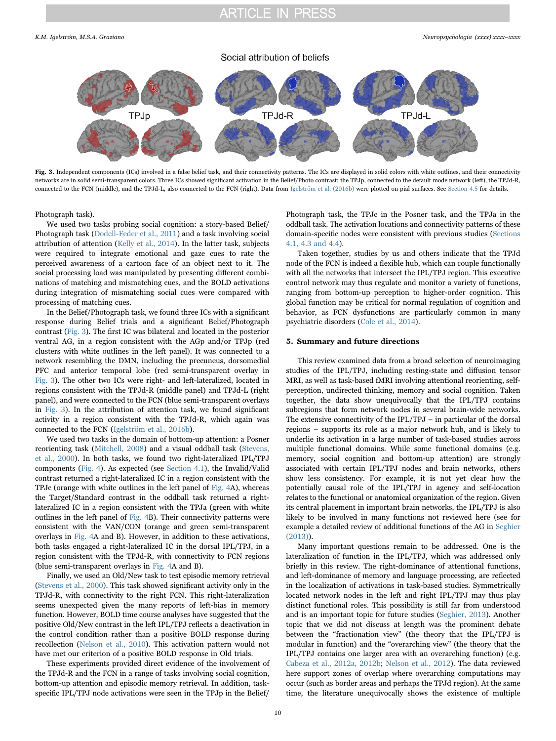Social attribution of beliefs

TPJp TPJd-R TPJd-L

**Fig. 3.** Independent components (ICs) involved in a false belief task, and their connectivity patterns. The ICs are displayed in solid colors with white outlines, and their connectivity networks are in solid semi-transparent colors. Three ICs showed significant activation in the Belief/Photo contrast: the TPJp, connected to the default mode network (left), the TPJd-R, connected to the FCN (middle), and the TPJd-L, also connected to the FCN (right). Data from Igelström et al. (2016b) were plotted on pial surfaces. See Section 4.5 for details.

Photograph task).

We used two tasks probing social cognition: a story-based Belief/Photograph task (Dodell-Feder et al., 2011) and a task involving social attribution of attention (Kelly et al., 2014). In the latter task, subjects were required to integrate emotional and gaze cues to rate the perceived awareness of a cartoon face of an object next to it. The social processing load was manipulated by presenting different combinations of matching and mismatching cues, and the BOLD activations during integration of mismatching social cues were compared with processing of matching cues.

In the Belief/Photograph task, we found three ICs with a significant response during Belief trials and a significant Belief/Photograph contrast (Fig. 3). The first IC was bilateral and located in the posterior ventral AG, in a region consistent with the AGp and/or TPJp (red clusters with white outlines in the left panel). It was connected to a network resembling the DMN, including the precuneus, dorsomedial PFC and anterior temporal lobe (red semi-transparent overlay in Fig. 3). The other two ICs were right- and left-lateralized, located in regions consistent with the TPJd-R (middle panel) and TPJd-L (right panel), and were connected to the FCN (blue semi-transparent overlays in Fig. 3). In the attribution of attention task, we found significant activity in a region consistent with the TPJd-R, which again was connected to the FCN (Igelström et al., 2016b).

We used two tasks in the domain of bottom-up attention: a Posner reorienting task (Mitchell, 2008) and a visual oddball task (Stevens, et al., 2000). In both tasks, we found two right-lateralized IPL/TPJ components (Fig. 4). As expected (see Section 4.1), the Invalid/Valid contrast returned a right-lateralized IC in a region consistent with the TPJc (orange with white outlines in the left panel of Fig. 4A), whereas the Target/Standard contrast in the oddball task returned a right-lateralized IC in a region consistent with the TPJa (green with white outlines in the left panel of Fig. 4B). Their connectivity patterns were consistent with the VAN/CON (orange and green semi-transparent overlays in Fig. 4A and B). However, in addition to these activations, both tasks engaged a right-lateralized IC in the dorsal IPL/TPJ, in a region consistent with the TPJd-R, with connectivity to FCN regions (blue semi-transparent overlays in Fig. 4A and B).

Finally, we used an Old/New task to test episodic memory retrieval (Stevens et al., 2000). This task showed significant activity only in the TPJd-R, with connectivity to the right FCN. This right-lateralization seems unexpected given the many reports of left-bias in memory function. However, BOLD time course analyses have suggested that the positive Old/New contrast in the left IPL/TPJ reflects a deactivation in the control condition rather than a positive BOLD response during recollection (Nelson et al., 2010). This activation pattern would not have met our criterion of a positive BOLD response in Old trials.

These experiments provided direct evidence of the involvement of the TPJd-R and the FCN in a range of tasks involving social cognition, bottom-up attention and episodic memory retrieval. In addition, task-specific IPL/TPJ node activations were seen in the TPJp in the Belief/Photograph task, the TPJc in the Posner task, and the TPJa in the oddball task. The activation locations and connectivity patterns of these domain-specific nodes were consistent with previous studies (Sections 4.1, 4.3 and 4.4).

Taken together, studies by us and others indicate that the TPJd node of the FCN is indeed a flexible hub, which can couple functionally with all the networks that intersect the IPL/TPJ region. This executive control network may thus regulate and monitor a variety of functions, ranging from bottom-up perception to higher-order cognition. This global function may be critical for normal regulation of cognition and behavior, as FCN dysfunctions are particularly common in many psychiatric disorders (Cole et al., 2014).

## 5. Summary and future directions

This review examined data from a broad selection of neuroimaging studies of the IPL/TPJ, including resting-state and diffusion tensor MRI, as well as task-based fMRI involving attentional reorienting, self-perception, undirected thinking, memory and social cognition. Taken together, the data show unequivocally that the IPL/TPJ contains subregions that form network nodes in several brain-wide networks. The extensive connectivity of the IPL/TPJ – in particular of the dorsal regions – supports its role as a major network hub, and is likely to underlie its activation in a large number of task-based studies across multiple functional domains. While some functional domains (e.g. memory, social cognition and bottom-up attention) are strongly associated with certain IPL/TPJ nodes and brain networks, others show less consistency. For example, it is not yet clear how the potentially causal role of the IPL/TPJ in agency and self-location relates to the functional or anatomical organization of the region. Given its central placement in important brain networks, the IPL/TPJ is also likely to be involved in many functions not reviewed here (see for example a detailed review of additional functions of the AG in Seghier (2013)).

Many important questions remain to be addressed. One is the lateralization of function in the IPL/TPJ, which was addressed only briefly in this review. The right-dominance of attentional functions, and left-dominance of memory and language processing, are reflected in the localization of activations in task-based studies. Symmetrically located network nodes in the left and right IPL/TPJ may thus play distinct functional roles. This possibility is still far from understood and is an important topic for future studies (Seghier, 2013). Another topic that we did not discuss at length was the prominent debate between the "fractionation view" (the theory that the IPL/TPJ is modular in function) and the "overarching view" (the theory that the IPL/TPJ contains one larger area with an overarching function) (e.g. Cabeza et al., 2012a, 2012b; Nelson et al., 2012). The data reviewed here support zones of overlap where overarching computations may occur (such as border areas and perhaps the TPJd region). At the same time, the literature unequivocally shows the existence of multiple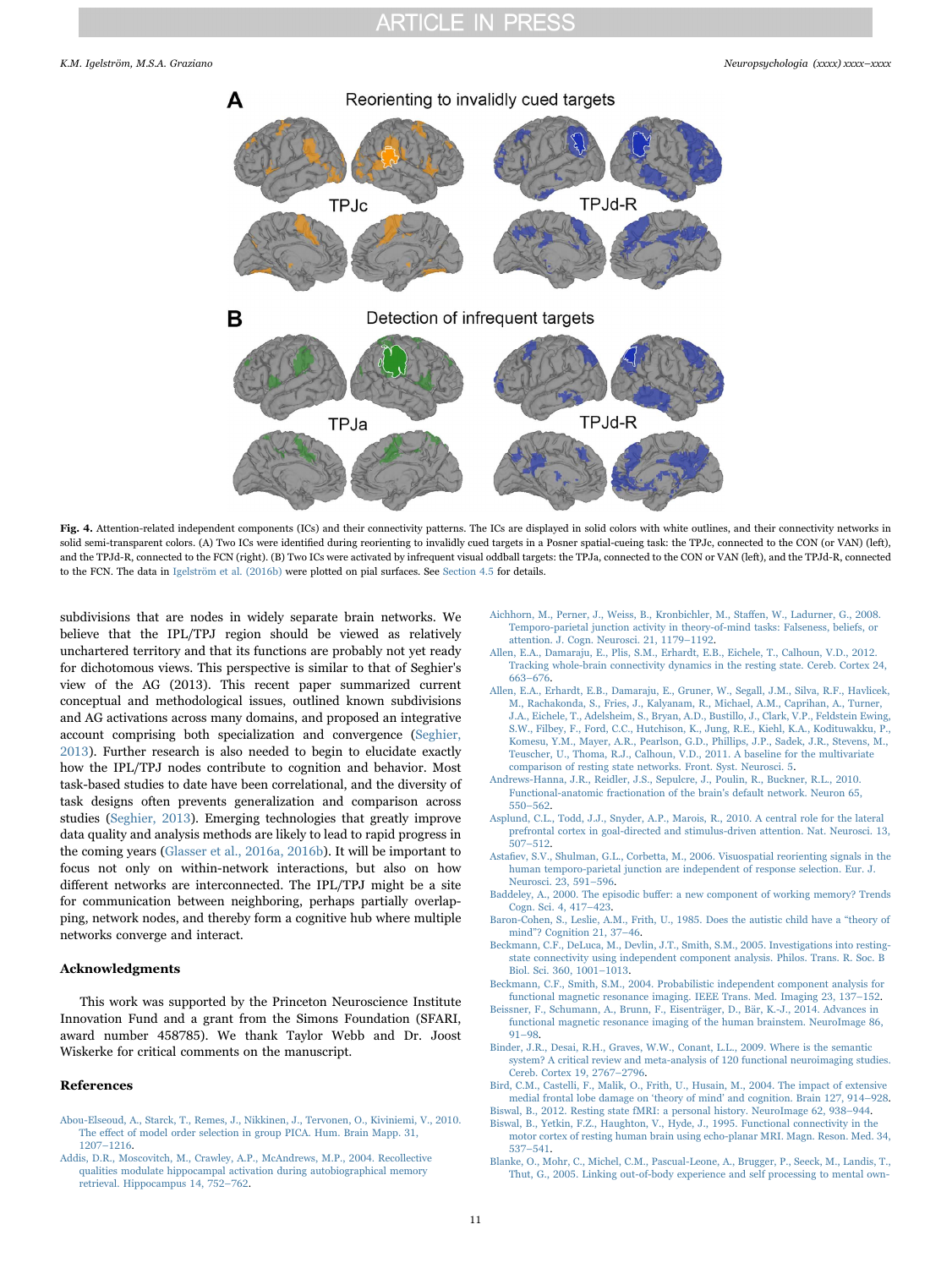**Fig. 4.** Attention-related independent components (ICs) and their connectivity patterns. The ICs are displayed in solid colors with white outlines, and their connectivity networks in solid semi-transparent colors. (A) Two ICs were identified during reorienting to invalidly cued targets in a Posner spatial-cueing task: the TPJc, connected to the CON (or VAN) (left), and the TPJd-R, connected to the FCN (right). (B) Two ICs were activated by infrequent visual oddball targets: the TPJa, connected to the CON or VAN (left), and the TPJd-R, connected to the FCN. The data in Igelström et al. (2016b) were plotted on pial surfaces. See Section 4.5 for details.

subdivisions that are nodes in widely separate brain networks. We believe that the IPL/TPJ region should be viewed as relatively unchartered territory and that its functions are probably not yet ready for dichotomous views. This perspective is similar to that of Seghier's view of the AG (2013). This recent paper summarized current conceptual and methodological issues, outlined known subdivisions and AG activations across many domains, and proposed an integrative account comprising both specialization and convergence (Seghier, 2013). Further research is also needed to begin to elucidate exactly how the IPL/TPJ nodes contribute to cognition and behavior. Most task-based studies to date have been correlational, and the diversity of task designs often prevents generalization and comparison across studies (Seghier, 2013). Emerging technologies that greatly improve data quality and analysis methods are likely to lead to rapid progress in the coming years (Glasser et al., 2016a, 2016b). It will be important to focus not only on within-network interactions, but also on how different networks are interconnected. The IPL/TPJ might be a site for communication between neighboring, perhaps partially overlapping, network nodes, and thereby form a cognitive hub where multiple networks converge and interact.

## Acknowledgments

This work was supported by the Princeton Neuroscience Institute Innovation Fund and a grant from the Simons Foundation (SFARI, award number 458785). We thank Taylor Webb and Dr. Joost Wiskerke for critical comments on the manuscript.

## References

Abou-Elseoud, A., Starck, T., Remes, J., Nikkinen, J., Tervonen, O., Kiviniemi, V., 2010. The effect of model order selection in group PICA. Hum. Brain Mapp. 31, 1207–1216.

Addis, D.R., Moscovitch, M., Crawley, A.P., McAndrews, M.P., 2004. Recollective qualities modulate hippocampal activation during autobiographical memory retrieval. Hippocampus 14, 752–762.

Aichhorn, M., Perner, J., Weiss, B., Kronbichler, M., Staffen, W., Ladurner, G., 2008. Temporo-parietal junction activity in theory-of-mind tasks: Falseness, beliefs, or attention. J. Cogn. Neurosci. 21, 1179–1192.

Allen, E.A., Damaraju, E., Plis, S.M., Erhardt, E.B., Eichele, T., Calhoun, V.D., 2012. Tracking whole-brain connectivity dynamics in the resting state. Cereb. Cortex 24, 663–676.

Allen, E.A., Erhardt, E.B., Damaraju, E., Gruner, W., Segall, J.M., Silva, R.F., Havlicek, M., Rachakonda, S., Fries, J., Kalyanam, R., Michael, A.M., Caprihan, A., Turner, J.A., Eichele, T., Adelsheim, S., Bryan, A.D., Bustillo, J., Clark, V.P., Feldstein Ewing, S.W., Filbey, F., Ford, C.C., Hutchison, K., Jung, R.E., Kiehl, K.A., Kodituwakku, P., Komesu, Y.M., Mayer, A.R., Pearlson, G.D., Phillips, J.P., Sadek, J.R., Stevens, M., Teuscher, U., Thoma, R.J., Calhoun, V.D., 2011. A baseline for the multivariate comparison of resting state networks. Front. Syst. Neurosci. 5.

Andrews-Hanna, J.R., Reidler, J.S., Sepulcre, J., Poulin, R., Buckner, R.L., 2010. Functional-anatomic fractionation of the brain's default network. Neuron 65, 550–562.

Asplund, C.L., Todd, J.J., Snyder, A.P., Marois, R., 2010. A central role for the lateral prefrontal cortex in goal-directed and stimulus-driven attention. Nat. Neurosci. 13, 507–512.

Astafiev, S.V., Shulman, G.L., Corbetta, M., 2006. Visuospatial reorienting signals in the human temporo-parietal junction are independent of response selection. Eur. J. Neurosci. 23, 591–596.

Baddeley, A., 2000. The episodic buffer: a new component of working memory? Trends Cogn. Sci. 4, 417–423.

Baron-Cohen, S., Leslie, A.M., Frith, U., 1985. Does the autistic child have a "theory of mind"? Cognition 21, 37–46.

Beckmann, C.F., DeLuca, M., Devlin, J.T., Smith, S.M., 2005. Investigations into resting-state connectivity using independent component analysis. Philos. Trans. R. Soc. B Biol. Sci. 360, 1001–1013.

Beckmann, C.F., Smith, S.M., 2004. Probabilistic independent component analysis for functional magnetic resonance imaging. IEEE Trans. Med. Imaging 23, 137–152.

Beissner, F., Schumann, A., Brunn, F., Eisenträger, D., Bär, K.-J., 2014. Advances in functional magnetic resonance imaging of the human brainstem. NeuroImage 86, 91–98.

Binder, J.R., Desai, R.H., Graves, W.W., Conant, L.L., 2009. Where is the semantic system? A critical review and meta-analysis of 120 functional neuroimaging studies. Cereb. Cortex 19, 2767–2796.

Bird, C.M., Castelli, F., Malik, O., Frith, U., Husain, M., 2004. The impact of extensive medial frontal lobe damage on 'theory of mind' and cognition. Brain 127, 914–928.

Biswal, B., 2012. Resting state fMRI: a personal history. NeuroImage 62, 938–944.

Biswal, B., Yetkin, F.Z., Haughton, V., Hyde, J., 1995. Functional connectivity in the motor cortex of resting human brain using echo-planar MRI. Magn. Reson. Med. 34, 537–541.

Blanke, O., Mohr, C., Michel, C.M., Pascual-Leone, A., Brugger, P., Seeck, M., Landis, T., Thut, G., 2005. Linking out-of-body experience and self processing to mental own-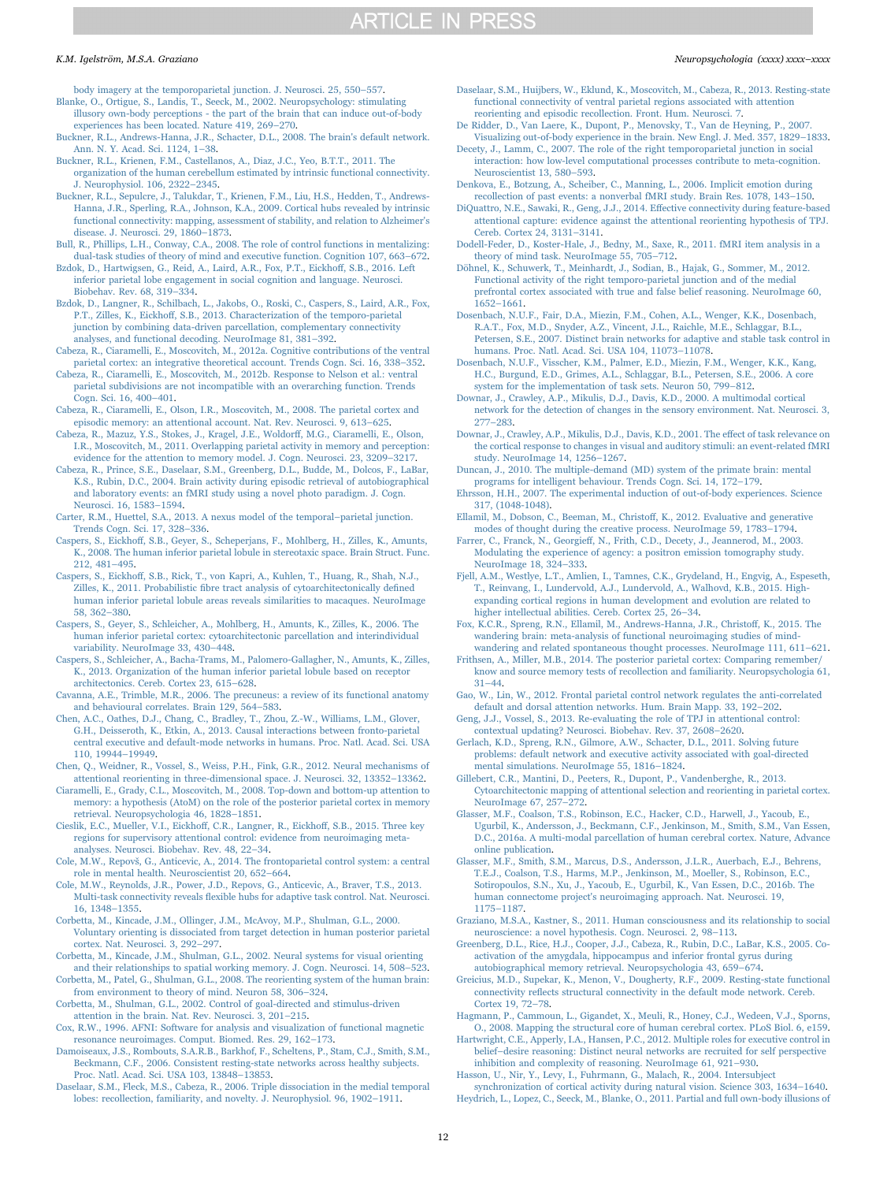body imagery at the temporoparietal junction. J. Neurosci. 25, 550–557.

Blanke, O., Ortigue, S., Landis, T., Seeck, M., 2002. Neuropsychology: stimulating illusory own-body perceptions - the part of the brain that can induce out-of-body experiences has been located. Nature 419, 269–270.

Buckner, R.L., Andrews-Hanna, J.R., Schacter, D.L., 2008. The brain's default network. Ann. N. Y. Acad. Sci. 1124, 1–38.

Buckner, R.L., Krienen, F.M., Castellanos, A., Diaz, J.C., Yeo, B.T.T., 2011. The organization of the human cerebellum estimated by intrinsic functional connectivity. J. Neurophysiol. 106, 2322–2345.

Buckner, R.L., Sepulcre, J., Talukdar, T., Krienen, F.M., Liu, H.S., Hedden, T., Andrews-Hanna, J.R., Sperling, R.A., Johnson, K.A., 2009. Cortical hubs revealed by intrinsic functional connectivity: mapping, assessment of stability, and relation to Alzheimer's disease. J. Neurosci. 29, 1860–1873.

Bull, R., Phillips, L.H., Conway, C.A., 2008. The role of control functions in mentalizing: dual-task studies of theory of mind and executive function. Cognition 107, 663–672.

Bzdok, D., Hartwigsen, G., Reid, A., Laird, A.R., Fox, P.T., Eickhoff, S.B., 2016. Left inferior parietal lobe engagement in social cognition and language. Neurosci. Biobehav. Rev. 68, 319–334.

Bzdok, D., Langner, R., Schilbach, L., Jakobs, O., Roski, C., Caspers, S., Laird, A.R., Fox, P.T., Zilles, K., Eickhoff, S.B., 2013. Characterization of the temporo-parietal junction by combining data-driven parcellation, complementary connectivity analyses, and functional decoding. NeuroImage 81, 381–392.

Cabeza, R., Ciaramelli, E., Moscovitch, M., 2012a. Cognitive contributions of the ventral parietal cortex: an integrative theoretical account. Trends Cogn. Sci. 16, 338–352.

Cabeza, R., Ciaramelli, E., Moscovitch, M., 2012b. Response to Nelson et al.: ventral parietal subdivisions are not incompatible with an overarching function. Trends Cogn. Sci. 16, 400–401.

Cabeza, R., Ciaramelli, E., Olson, I.R., Moscovitch, M., 2008. The parietal cortex and episodic memory: an attentional account. Nat. Rev. Neurosci. 9, 613–625.

Cabeza, R., Mazuz, Y.S., Stokes, J., Kragel, J.E., Woldorff, M.G., Ciaramelli, E., Olson, I.R., Moscovitch, M., 2011. Overlapping parietal activity in memory and perception: evidence for the attention to memory model. J. Cogn. Neurosci. 23, 3209–3217.

Cabeza, R., Prince, S.E., Daselaar, S.M., Greenberg, D.L., Budde, M., Dolcos, F., LaBar, K.S., Rubin, D.C., 2004. Brain activity during episodic retrieval of autobiographical and laboratory events: an fMRI study using a novel photo paradigm. J. Cogn. Neurosci. 16, 1583–1594.

Carter, R.M., Huettel, S.A., 2013. A nexus model of the temporal–parietal junction. Trends Cogn. Sci. 17, 328–336.

Caspers, S., Eickhoff, S.B., Geyer, S., Scheperjans, F., Mohlberg, H., Zilles, K., Amunts, K., 2008. The human inferior parietal lobule in stereotaxic space. Brain Struct. Func. 212, 481–495.

Caspers, S., Eickhoff, S.B., Rick, T., von Kapri, A., Kuhlen, T., Huang, R., Shah, N.J., Zilles, K., 2011. Probabilistic fibre tract analysis of cytoarchitectonically defined human inferior parietal lobule areas reveals similarities to macaques. NeuroImage 58, 362–380.

Caspers, S., Geyer, S., Schleicher, A., Mohlberg, H., Amunts, K., Zilles, K., 2006. The human inferior parietal cortex: cytoarchitectonic parcellation and interindividual variability. NeuroImage 33, 430–448.

Caspers, S., Schleicher, A., Bacha-Trams, M., Palomero-Gallagher, N., Amunts, K., Zilles, K., 2013. Organization of the human inferior parietal lobule based on receptor architectonics. Cereb. Cortex 23, 615–628.

Cavanna, A.E., Trimble, M.R., 2006. The precuneus: a review of its functional anatomy and behavioural correlates. Brain 129, 564–583.

Chen, A.C., Oathes, D.J., Chang, C., Bradley, T., Zhou, Z.-W., Williams, L.M., Glover, G.H., Deisseroth, K., Etkin, A., 2013. Causal interactions between fronto-parietal central executive and default-mode networks in humans. Proc. Natl. Acad. Sci. USA 110, 19944–19949.

Chen, Q., Weidner, R., Vossel, S., Weiss, P.H., Fink, G.R., 2012. Neural mechanisms of attentional reorienting in three-dimensional space. J. Neurosci. 32, 13352–13362.

Ciaramelli, E., Grady, C.L., Moscovitch, M., 2008. Top-down and bottom-up attention to memory: a hypothesis (AtoM) on the role of the posterior parietal cortex in memory retrieval. Neuropsychologia 46, 1828–1851.

Cieslik, E.C., Mueller, V.I., Eickhoff, C.R., Langner, R., Eickhoff, S.B., 2015. Three key regions for supervisory attentional control: evidence from neuroimaging meta-analyses. Neurosci. Biobehav. Rev. 48, 22–34.

Cole, M.W., Repovš, G., Anticevic, A., 2014. The frontoparietal control system: a central role in mental health. Neuroscientist 20, 652–664.

Cole, M.W., Reynolds, J.R., Power, J.D., Repovs, G., Anticevic, A., Braver, T.S., 2013. Multi-task connectivity reveals flexible hubs for adaptive task control. Nat. Neurosci. 16, 1348–1355.

Corbetta, M., Kincade, J.M., Ollinger, J.M., McAvoy, M.P., Shulman, G.L., 2000. Voluntary orienting is dissociated from target detection in human posterior parietal cortex. Nat. Neurosci. 3, 292–297.

Corbetta, M., Kincade, J.M., Shulman, G.L., 2002. Neural systems for visual orienting and their relationships to spatial working memory. J. Cogn. Neurosci. 14, 508–523.

Corbetta, M., Patel, G., Shulman, G.L., 2008. The reorienting system of the human brain: from environment to theory of mind. Neuron 58, 306–324.

Corbetta, M., Shulman, G.L., 2002. Control of goal-directed and stimulus-driven attention in the brain. Nat. Rev. Neurosci. 3, 201–215.

Cox, R.W., 1996. AFNI: Software for analysis and visualization of functional magnetic resonance neuroimages. Comput. Biomed. Res. 29, 162–173.

Damoiseaux, J.S., Rombouts, S.A.R.B., Barkhof, F., Scheltens, P., Stam, C.J., Smith, S.M., Beckmann, C.F., 2006. Consistent resting-state networks across healthy subjects. Proc. Natl. Acad. Sci. USA 103, 13848–13853.

Daselaar, S.M., Fleck, M.S., Cabeza, R., 2006. Triple dissociation in the medial temporal lobes: recollection, familiarity, and novelty. J. Neurophysiol. 96, 1902–1911.

Daselaar, S.M., Huijbers, W., Eklund, K., Moscovitch, M., Cabeza, R., 2013. Resting-state functional connectivity of ventral parietal regions associated with attention reorienting and episodic recollection. Front. Hum. Neurosci. 7.

De Ridder, D., Van Laere, K., Dupont, P., Menovsky, T., Van de Heyning, P., 2007. Visualizing out-of-body experience in the brain. New Engl. J. Med. 357, 1829–1833.

Decety, J., Lamm, C., 2007. The role of the right temporoparietal junction in social interaction: how low-level computational processes contribute to meta-cognition. Neuroscientist 13, 580–593.

Denkova, E., Botzung, A., Scheiber, C., Manning, L., 2006. Implicit emotion during recollection of past events: a nonverbal fMRI study. Brain Res. 1078, 143–150.

DiQuattro, N.E., Sawaki, R., Geng, J.J., 2014. Effective connectivity during feature-based attentional capture: evidence against the attentional reorienting hypothesis of TPJ. Cereb. Cortex 24, 3131–3141.

Dodell-Feder, D., Koster-Hale, J., Bedny, M., Saxe, R., 2011. fMRI item analysis in a theory of mind task. NeuroImage 55, 705–712.

Döhnel, K., Schuwerk, T., Meinhardt, J., Sodian, B., Hajak, G., Sommer, M., 2012. Functional activity of the right temporo-parietal junction and of the medial prefrontal cortex associated with true and false belief reasoning. NeuroImage 60, 1652–1661.

Dosenbach, N.U.F., Fair, D.A., Miezin, F.M., Cohen, A.L., Wenger, K.K., Dosenbach, R.A.T., Fox, M.D., Snyder, A.Z., Vincent, J.L., Raichle, M.E., Schlaggar, B.L., Petersen, S.E., 2007. Distinct brain networks for adaptive and stable task control in humans. Proc. Natl. Acad. Sci. USA 104, 11073–11078.

Dosenbach, N.U.F., Visscher, K.M., Palmer, E.D., Miezin, F.M., Wenger, K.K., Kang, H.C., Burgund, E.D., Grimes, A.L., Schlaggar, B.L., Petersen, S.E., 2006. A core system for the implementation of task sets. Neuron 50, 799–812.

Downar, J., Crawley, A.P., Mikulis, D.J., Davis, K.D., 2000. A multimodal cortical network for the detection of changes in the sensory environment. Nat. Neurosci. 3, 277–283.

Downar, J., Crawley, A.P., Mikulis, D.J., Davis, K.D., 2001. The effect of task relevance on the cortical response to changes in visual and auditory stimuli: an event-related fMRI study. NeuroImage 14, 1256–1267.

Duncan, J., 2010. The multiple-demand (MD) system of the primate brain: mental programs for intelligent behaviour. Trends Cogn. Sci. 14, 172–179.

Ehrsson, H.H., 2007. The experimental induction of out-of-body experiences. Science 317, (1048-1048).

Ellamil, M., Dobson, C., Beeman, M., Christoff, K., 2012. Evaluative and generative modes of thought during the creative process. NeuroImage 59, 1783–1794.

Farrer, C., Franck, N., Georgieff, N., Frith, C.D., Decety, J., Jeannerod, M., 2003. Modulating the experience of agency: a positron emission tomography study. NeuroImage 18, 324–333.

Fjell, A.M., Westlye, L.T., Amlien, I., Tamnes, C.K., Grydeland, H., Engvig, A., Espeseth, T., Reinvang, I., Lundervold, A.J., Lundervold, A., Walhovd, K.B., 2015. High-expanding cortical regions in human development and evolution are related to higher intellectual abilities. Cereb. Cortex 25, 26–34.

Fox, K.C.R., Spreng, R.N., Ellamil, M., Andrews-Hanna, J.R., Christoff, K., 2015. The wandering brain: meta-analysis of functional neuroimaging studies of mind-wandering and related spontaneous thought processes. NeuroImage 111, 611–621.

Frithsen, A., Miller, M.B., 2014. The posterior parietal cortex: Comparing remember/know and source memory tests of recollection and familiarity. Neuropsychologia 61, 31–44.

Gao, W., Lin, W., 2012. Frontal parietal control network regulates the anti-correlated default and dorsal attention networks. Hum. Brain Mapp. 33, 192–202.

Geng, J.J., Vossel, S., 2013. Re-evaluating the role of TPJ in attentional control: contextual updating? Neurosci. Biobehav. Rev. 37, 2608–2620.

Gerlach, K.D., Spreng, R.N., Gilmore, A.W., Schacter, D.L., 2011. Solving future problems: default network and executive activity associated with goal-directed mental simulations. NeuroImage 55, 1816–1824.

Gillebert, C.R., Mantini, D., Peeters, R., Dupont, P., Vandenberghe, R., 2013. Cytoarchitectonic mapping of attentional selection and reorienting in parietal cortex. NeuroImage 67, 257–272.

Glasser, M.F., Coalson, T.S., Robinson, E.C., Hacker, C.D., Harwell, J., Yacoub, E., Ugurbil, K., Andersson, J., Beckmann, C.F., Jenkinson, M., Smith, S.M., Van Essen, D.C., 2016a. A multi-modal parcellation of human cerebral cortex. Nature, Advance online publication.

Glasser, M.F., Smith, S.M., Marcus, D.S., Andersson, J.L.R., Auerbach, E.J., Behrens, T.E.J., Coalson, T.S., Harms, M.P., Jenkinson, M., Moeller, S., Robinson, E.C., Sotiropoulos, S.N., Xu, J., Yacoub, E., Ugurbil, K., Van Essen, D.C., 2016b. The human connectome project's neuroimaging approach. Nat. Neurosci. 19, 1175–1187.

Graziano, M.S.A., Kastner, S., 2011. Human consciousness and its relationship to social neuroscience: a novel hypothesis. Cogn. Neurosci. 2, 98–113.

Greenberg, D.L., Rice, H.J., Cooper, J.J., Cabeza, R., Rubin, D.C., LaBar, K.S., 2005. Co-activation of the amygdala, hippocampus and inferior frontal gyrus during autobiographical memory retrieval. Neuropsychologia 43, 659–674.

Greicius, M.D., Supekar, K., Menon, V., Dougherty, R.F., 2009. Resting-state functional connectivity reflects structural connectivity in the default mode network. Cereb. Cortex 19, 72–78.

Hagmann, P., Cammoun, L., Gigandet, X., Meuli, R., Honey, C.J., Wedeen, V.J., Sporns, O., 2008. Mapping the structural core of human cerebral cortex. PLoS Biol. 6, e159.

Hartwright, C.E., Apperly, I.A., Hansen, P.C., 2012. Multiple roles for executive control in belief–desire reasoning: Distinct neural networks are recruited for self perspective inhibition and complexity of reasoning. NeuroImage 61, 921–930.

Hasson, U., Nir, Y., Levy, I., Fuhrmann, G., Malach, R., 2004. Intersubject synchronization of cortical activity during natural vision. Science 303, 1634–1640.

Heydrich, L., Lopez, C., Seeck, M., Blanke, O., 2011. Partial and full own-body illusions of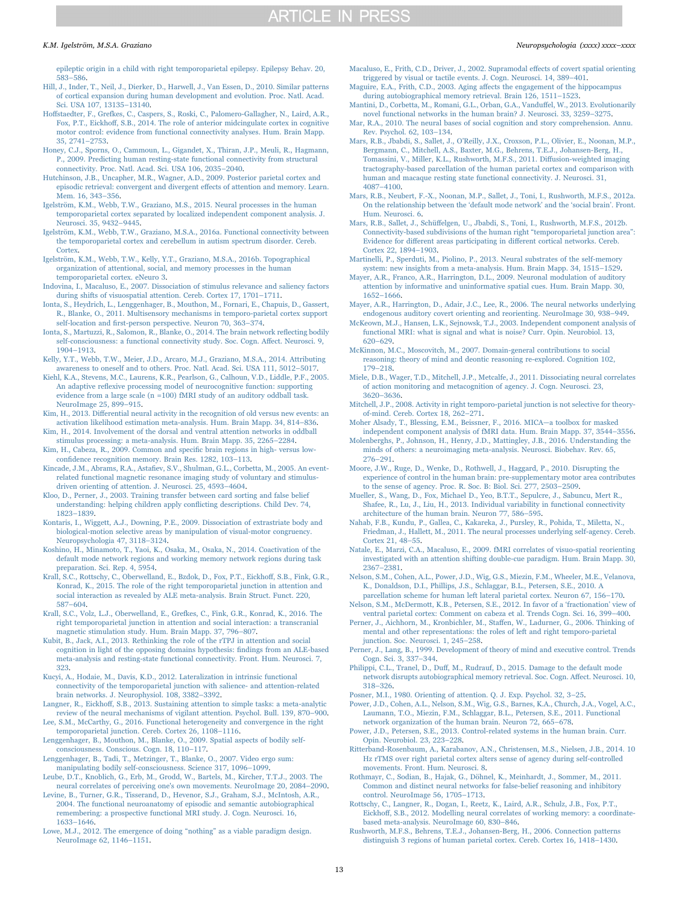epileptic origin in a child with right temporoparietal epilepsy. Epilepsy Behav. 20, 583–586.

Hill, J., Inder, T., Neil, J., Dierker, D., Harwell, J., Van Essen, D., 2010. Similar patterns of cortical expansion during human development and evolution. Proc. Natl. Acad. Sci. USA 107, 13135–13140.

Hoffstaedter, F., Grefkes, C., Caspers, S., Roski, C., Palomero-Gallagher, N., Laird, A.R., Fox, P.T., Eickhoff, S.B., 2014. The role of anterior midcingulate cortex in cognitive motor control: evidence from functional connectivity analyses. Hum. Brain Mapp. 35, 2741–2753.

Honey, C.J., Sporns, O., Cammoun, L., Gigandet, X., Thiran, J.P., Meuli, R., Hagmann, P., 2009. Predicting human resting-state functional connectivity from structural connectivity. Proc. Natl. Acad. Sci. USA 106, 2035–2040.

Hutchinson, J.B., Uncapher, M.R., Wagner, A.D., 2009. Posterior parietal cortex and episodic retrieval: convergent and divergent effects of attention and memory. Learn. Mem. 16, 343–356.

Igelström, K.M., Webb, T.W., Graziano, M.S., 2015. Neural processes in the human temporoparietal cortex separated by localized independent component analysis. J. Neurosci. 35, 9432–9445.

Igelström, K.M., Webb, T.W., Graziano, M.S.A., 2016a. Functional connectivity between the temporoparietal cortex and cerebellum in autism spectrum disorder. Cereb. Cortex.

Igelström, K.M., Webb, T.W., Kelly, Y.T., Graziano, M.S.A., 2016b. Topographical organization of attentional, social, and memory processes in the human temporoparietal cortex. eNeuro 3.

Indovina, I., Macaluso, E., 2007. Dissociation of stimulus relevance and saliency factors during shifts of visuospatial attention. Cereb. Cortex 17, 1701–1711.

Ionta, S., Heydrich, L., Lenggenhager, B., Mouthon, M., Fornari, E., Chapuis, D., Gassert, R., Blanke, O., 2011. Multisensory mechanisms in temporo-parietal cortex support self-location and first-person perspective. Neuron 70, 363–374.

Ionta, S., Martuzzi, R., Salomon, R., Blanke, O., 2014. The brain network reflecting bodily self-consciousness: a functional connectivity study. Soc. Cogn. Affect. Neurosci. 9, 1904–1913.

Kelly, Y.T., Webb, T.W., Meier, J.D., Arcaro, M.J., Graziano, M.S.A., 2014. Attributing awareness to oneself and to others. Proc. Natl. Acad. Sci. USA 111, 5012–5017.

Kiehl, K.A., Stevens, M.C., Laurens, K.R., Pearlson, G., Calhoun, V.D., Liddle, P.F., 2005. An adaptive reflexive processing model of neurocognitive function: supporting evidence from a large scale (n =100) fMRI study of an auditory oddball task. NeuroImage 25, 899–915.

Kim, H., 2013. Differential neural activity in the recognition of old versus new events: an activation likelihood estimation meta-analysis. Hum. Brain Mapp. 34, 814–836.

Kim, H., 2014. Involvement of the dorsal and ventral attention networks in oddball stimulus processing: a meta-analysis. Hum. Brain Mapp. 35, 2265–2284.

Kim, H., Cabeza, R., 2009. Common and specific brain regions in high- versus low-confidence recognition memory. Brain Res. 1282, 103–113.

Kincade, J.M., Abrams, R.A., Astafiev, S.V., Shulman, G.L., Corbetta, M., 2005. An event-related functional magnetic resonance imaging study of voluntary and stimulus-driven orienting of attention. J. Neurosci. 25, 4593–4604.

Kloo, D., Perner, J., 2003. Training transfer between card sorting and false belief understanding: helping children apply conflicting descriptions. Child Dev. 74, 1823–1839.

Kontaris, I., Wiggett, A.J., Downing, P.E., 2009. Dissociation of extrastriate body and biological-motion selective areas by manipulation of visual-motor congruency. Neuropsychologia 47, 3118–3124.

Koshino, H., Minamoto, T., Yaoi, K., Osaka, M., Osaka, N., 2014. Coactivation of the default mode network regions and working memory network regions during task preparation. Sci. Rep. 4, 5954.

Krall, S.C., Rottschy, C., Oberwelland, E., Bzdok, D., Fox, P.T., Eickhoff, S.B., Fink, G.R., Konrad, K., 2015. The role of the right temporoparietal junction in attention and social interaction as revealed by ALE meta-analysis. Brain Struct. Funct. 220, 587–604.

Krall, S.C., Volz, L.J., Oberwelland, E., Grefkes, C., Fink, G.R., Konrad, K., 2016. The right temporoparietal junction in attention and social interaction: a transcranial magnetic stimulation study. Hum. Brain Mapp. 37, 796–807.

Kubit, B., Jack, A.I., 2013. Rethinking the role of the rTPJ in attention and social cognition in light of the opposing domains hypothesis: findings from an ALE-based meta-analysis and resting-state functional connectivity. Front. Hum. Neurosci. 7, 323.

Kucyi, A., Hodaie, M., Davis, K.D., 2012. Lateralization in intrinsic functional connectivity of the temporoparietal junction with salience- and attention-related brain networks. J. Neurophysiol. 108, 3382–3392.

Langner, R., Eickhoff, S.B., 2013. Sustaining attention to simple tasks: a meta-analytic review of the neural mechanisms of vigilant attention. Psychol. Bull. 139, 870–900.

Lee, S.M., McCarthy, G., 2016. Functional heterogeneity and convergence in the right temporoparietal junction. Cereb. Cortex 26, 1108–1116.

Lenggenhager, B., Mouthon, M., Blanke, O., 2009. Spatial aspects of bodily self-consciousness. Conscious. Cogn. 18, 110–117.

Lenggenhager, B., Tadi, T., Metzinger, T., Blanke, O., 2007. Video ergo sum: manipulating bodily self-consciousness. Science 317, 1096–1099.

Leube, D.T., Knoblich, G., Erb, M., Grodd, W., Bartels, M., Kircher, T.T.J., 2003. The neural correlates of perceiving one's own movements. NeuroImage 20, 2084–2090.

Levine, B., Turner, G.R., Tisserand, D., Hevenor, S.J., Graham, S.J., McIntosh, A.R., 2004. The functional neuroanatomy of episodic and semantic autobiographical remembering: a prospective functional MRI study. J. Cogn. Neurosci. 16, 1633–1646.

Lowe, M.J., 2012. The emergence of doing "nothing" as a viable paradigm design. NeuroImage 62, 1146–1151.

Macaluso, E., Frith, C.D., Driver, J., 2002. Supramodal effects of covert spatial orienting triggered by visual or tactile events. J. Cogn. Neurosci. 14, 389–401.

Maguire, E.A., Frith, C.D., 2003. Aging affects the engagement of the hippocampus during autobiographical memory retrieval. Brain 126, 1511–1523.

Mantini, D., Corbetta, M., Romani, G.L., Orban, G.A., Vanduffel, W., 2013. Evolutionarily novel functional networks in the human brain? J. Neurosci. 33, 3259–3275.

Mar, R.A., 2010. The neural bases of social cognition and story comprehension. Annu. Rev. Psychol. 62, 103–134.

Mars, R.B., Jbabdi, S., Sallet, J., O'Reilly, J.X., Croxson, P.L., Olivier, E., Noonan, M.P., Bergmann, C., Mitchell, A.S., Baxter, M.G., Behrens, T.E.J., Johansen-Berg, H., Tomassini, V., Miller, K.L., Rushworth, M.F.S., 2011. Diffusion-weighted imaging tractography-based parcellation of the human parietal cortex and comparison with human and macaque resting state functional connectivity. J. Neurosci. 31, 4087–4100.

Mars, R.B., Neubert, F.-X., Noonan, M.P., Sallet, J., Toni, I., Rushworth, M.F.S., 2012a. On the relationship between the 'default mode network' and the 'social brain'. Front. Hum. Neurosci. 6.

Mars, R.B., Sallet, J., Schüffelgen, U., Jbabdi, S., Toni, I., Rushworth, M.F.S., 2012b. Connectivity-based subdivisions of the human right "temporoparietal junction area": Evidence for different areas participating in different cortical networks. Cereb. Cortex 22, 1894–1903.

Martinelli, P., Sperduti, M., Piolino, P., 2013. Neural substrates of the self-memory system: new insights from a meta-analysis. Hum. Brain Mapp. 34, 1515–1529.

Mayer, A.R., Franco, A.R., Harrington, D.L., 2009. Neuronal modulation of auditory attention by informative and uninformative spatial cues. Hum. Brain Mapp. 30, 1652–1666.

Mayer, A.R., Harrington, D., Adair, J.C., Lee, R., 2006. The neural networks underlying endogenous auditory covert orienting and reorienting. NeuroImage 30, 938–949.

McKeown, M.J., Hansen, L.K., Sejnowsk, T.J., 2003. Independent component analysis of functional MRI: what is signal and what is noise? Curr. Opin. Neurobiol. 13, 620–629.

McKinnon, M.C., Moscovitch, M., 2007. Domain-general contributions to social reasoning: theory of mind and deontic reasoning re-explored. Cognition 102, 179–218.

Miele, D.B., Wager, T.D., Mitchell, J.P., Metcalfe, J., 2011. Dissociating neural correlates of action monitoring and metacognition of agency. J. Cogn. Neurosci. 23, 3620–3636.

Mitchell, J.P., 2008. Activity in right temporo-parietal junction is not selective for theory-of-mind. Cereb. Cortex 18, 262–271.

Moher Alsady, T., Blessing, E.M., Beissner, F., 2016. MICA—a toolbox for masked independent component analysis of fMRI data. Hum. Brain Mapp. 37, 3544–3556.

Molenberghs, P., Johnson, H., Henry, J.D., Mattingley, J.B., 2016. Understanding the minds of others: a neuroimaging meta-analysis. Neurosci. Biobehav. Rev. 65, 276–291.

Moore, J.W., Ruge, D., Wenke, D., Rothwell, J., Haggard, P., 2010. Disrupting the experience of control in the human brain: pre-supplementary motor area contributes to the sense of agency. Proc. R. Soc. B: Biol. Sci. 277, 2503–2509.

Mueller, S., Wang, D., Fox, Michael D., Yeo, B.T.T., Sepulcre, J., Sabuncu, Mert R., Shafee, R., Lu, J., Liu, H., 2013. Individual variability in functional connectivity architecture of the human brain. Neuron 77, 586–595.

Nahab, F.B., Kundu, P., Gallea, C., Kakareka, J., Pursley, R., Pohida, T., Miletta, N., Friedman, J., Hallett, M., 2011. The neural processes underlying self-agency. Cereb. Cortex 21, 48–55.

Natale, E., Marzi, C.A., Macaluso, E., 2009. fMRI correlates of visuo-spatial reorienting investigated with an attention shifting double-cue paradigm. Hum. Brain Mapp. 30, 2367–2381.

Nelson, S.M., Cohen, A.L., Power, J.D., Wig, G.S., Miezin, F.M., Wheeler, M.E., Velanova, K., Donaldson, D.I., Phillips, J.S., Schlaggar, B.L., Petersen, S.E., 2010. A parcellation scheme for human left lateral parietal cortex. Neuron 67, 156–170.

Nelson, S.M., McDermott, K.B., Petersen, S.E., 2012. In favor of a 'fractionation' view of ventral parietal cortex: Comment on cabeza et al. Trends Cogn. Sci. 16, 399–400.

Perner, J., Aichhorn, M., Kronbichler, M., Staffen, W., Ladurner, G., 2006. Thinking of mental and other representations: the roles of left and right temporo-parietal junction. Soc. Neurosci. 1, 245–258.

Perner, J., Lang, B., 1999. Development of theory of mind and executive control. Trends Cogn. Sci. 3, 337–344.

Philippi, C.L., Tranel, D., Duff, M., Rudrauf, D., 2015. Damage to the default mode network disrupts autobiographical memory retrieval. Soc. Cogn. Affect. Neurosci. 10, 318–326.

Posner, M.I., 1980. Orienting of attention. Q. J. Exp. Psychol. 32, 3–25.

Power, J.D., Cohen, A.L., Nelson, S.M., Wig, G.S., Barnes, K.A., Church, J.A., Vogel, A.C., Laumann, T.O., Miezin, F.M., Schlaggar, B.L., Petersen, S.E., 2011. Functional network organization of the human brain. Neuron 72, 665–678.

Power, J.D., Petersen, S.E., 2013. Control-related systems in the human brain. Curr. Opin. Neurobiol. 23, 223–228.

Ritterband-Rosenbaum, A., Karabanov, A.N., Christensen, M.S., Nielsen, J.B., 2014. 10 Hz rTMS over right parietal cortex alters sense of agency during self-controlled movements. Front. Hum. Neurosci. 8.

Rothmayr, C., Sodian, B., Hajak, G., Döhnel, K., Meinhardt, J., Sommer, M., 2011. Common and distinct neural networks for false-belief reasoning and inhibitory control. NeuroImage 56, 1705–1713.

Rottschy, C., Langner, R., Dogan, I., Reetz, K., Laird, A.R., Schulz, J.B., Fox, P.T., Eickhoff, S.B., 2012. Modelling neural correlates of working memory: a coordinate-based meta-analysis. NeuroImage 60, 830–846.

Rushworth, M.F.S., Behrens, T.E.J., Johansen-Berg, H., 2006. Connection patterns distinguish 3 regions of human parietal cortex. Cereb. Cortex 16, 1418–1430.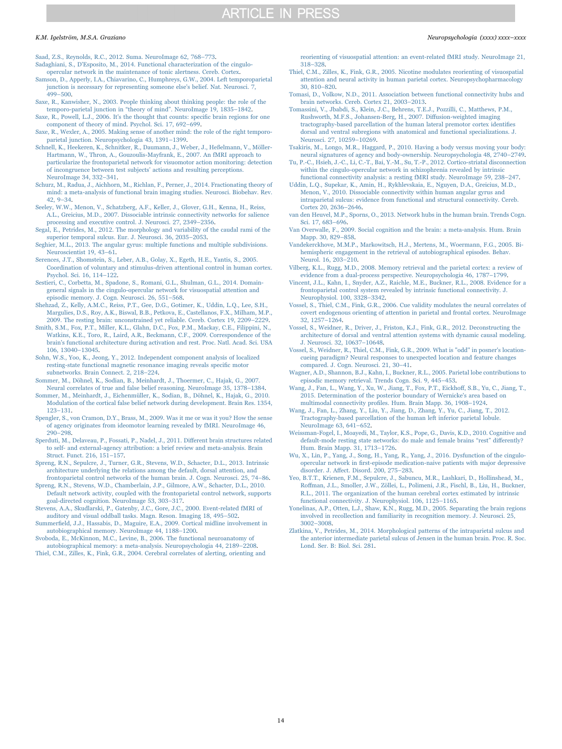Saad, Z.S., Reynolds, R.C., 2012. Suma. NeuroImage 62, 768–773.

Sadaghiani, S., D'Esposito, M., 2014. Functional characterization of the cingulo-opercular network in the maintenance of tonic alertness. Cereb. Cortex.

Samson, D., Apperly, I.A., Chiavarino, C., Humphreys, G.W., 2004. Left temporoparietal junction is necessary for representing someone else's belief. Nat. Neurosci. 7, 499–500.

Saxe, R., Kanwisher, N., 2003. People thinking about thinking people: the role of the temporo-parietal junction in "theory of mind". NeuroImage 19, 1835–1842.

Saxe, R., Powell, L.J., 2006. It's the thought that counts: specific brain regions for one component of theory of mind. Psychol. Sci. 17, 692–699.

Saxe, R., Wexler, A., 2005. Making sense of another mind: the role of the right temporo-parietal junction. Neuropsychologia 43, 1391–1399.

Schnell, K., Heekeren, K., Schnitker, R., Daumann, J., Weber, J., Heßelmann, V., Möller-Hartmann, W., Thron, A., Gouzoulis-Mayfrank, E., 2007. An fMRI approach to particularize the frontoparietal network for visuomotor action monitoring: detection of incongruence between test subjects' actions and resulting perceptions. NeuroImage 34, 332–341.

Schurz, M., Radua, J., Aichhorn, M., Richlan, F., Perner, J., 2014. Fractionating theory of mind: a meta-analysis of functional brain imaging studies. Neurosci. Biobehav. Rev. 42, 9–34.

Seeley, W.W., Menon, V., Schatzberg, A.F., Keller, J., Glover, G.H., Kenna, H., Reiss, A.L., Greicius, M.D., 2007. Dissociable intrinsic connectivity networks for salience processing and executive control. J. Neurosci. 27, 2349–2356.

Segal, E., Petrides, M., 2012. The morphology and variability of the caudal rami of the superior temporal sulcus. Eur. J. Neurosci. 36, 2035–2053.

Seghier, M.L., 2013. The angular gyrus: multiple functions and multiple subdivisions. Neuroscientist 19, 43–61.

Serences, J.T., Shomstein, S., Leber, A.B., Golay, X., Egeth, H.E., Yantis, S., 2005. Coordination of voluntary and stimulus-driven attentional control in human cortex. Psychol. Sci. 16, 114–122.

Sestieri, C., Corbetta, M., Spadone, S., Romani, G.L., Shulman, G.L., 2014. Domain-general signals in the cingulo-opercular network for visuospatial attention and episodic memory. J. Cogn. Neurosci. 26, 551–568.

Shehzad, Z., Kelly, A.M.C., Reiss, P.T., Gee, D.G., Gotimer, K., Uddin, L.Q., Lee, S.H., Margulies, D.S., Roy, A.K., Biswal, B.B., Petkova, E., Castellanos, F.X., Milham, M.P., 2009. The resting brain: unconstrained yet reliable. Cereb. Cortex 19, 2209–2229.

Smith, S.M., Fox, P.T., Miller, K.L., Glahn, D.C., Fox, P.M., Mackay, C.E., Filippini, N., Watkins, K.E., Toro, R., Laird, A.R., Beckmann, C.F., 2009. Correspondence of the brain's functional architecture during activation and rest. Proc. Natl. Acad. Sci. USA 106, 13040–13045.

Sohn, W.S., Yoo, K., Jeong, Y., 2012. Independent component analysis of localized resting-state functional magnetic resonance imaging reveals specific motor subnetworks. Brain Connect. 2, 218–224.

Sommer, M., Döhnel, K., Sodian, B., Meinhardt, J., Thoermer, C., Hajak, G., 2007. Neural correlates of true and false belief reasoning. NeuroImage 35, 1378–1384.

Sommer, M., Meinhardt, J., Eichenmüller, K., Sodian, B., Döhnel, K., Hajak, G., 2010. Modulation of the cortical false belief network during development. Brain Res. 1354, 123–131.

Spengler, S., von Cramon, D.Y., Brass, M., 2009. Was it me or was it you? How the sense of agency originates from ideomotor learning revealed by fMRI. NeuroImage 46, 290–298.

Sperduti, M., Delaveau, P., Fossati, P., Nadel, J., 2011. Different brain structures related to self- and external-agency attribution: a brief review and meta-analysis. Brain Struct. Funct. 216, 151–157.

Spreng, R.N., Sepulcre, J., Turner, G.R., Stevens, W.D., Schacter, D.L., 2013. Intrinsic architecture underlying the relations among the default, dorsal attention, and frontoparietal control networks of the human brain. J. Cogn. Neurosci. 25, 74–86.

Spreng, R.N., Stevens, W.D., Chamberlain, J.P., Gilmore, A.W., Schacter, D.L., 2010. Default network activity, coupled with the frontoparietal control network, supports goal-directed cognition. NeuroImage 53, 303–317.

Stevens, A.A., Skudlarski, P., Gatenby, J.C., Gore, J.C., 2000. Event-related fMRI of auditory and visual oddball tasks. Magn. Reson. Imaging 18, 495–502.

Summerfield, J.J., Hassabis, D., Maguire, E.A., 2009. Cortical midline involvement in autobiographical memory. NeuroImage 44, 1188–1200.

Svoboda, E., McKinnon, M.C., Levine, B., 2006. The functional neuroanatomy of autobiographical memory: a meta-analysis. Neuropsychologia 44, 2189–2208.

Thiel, C.M., Zilles, K., Fink, G.R., 2004. Cerebral correlates of alerting, orienting and reorienting of visuospatial attention: an event-related fMRI study. NeuroImage 21, 318–328.

Thiel, C.M., Zilles, K., Fink, G.R., 2005. Nicotine modulates reorienting of visuospatial attention and neural activity in human parietal cortex. Neuropsychopharmacology 30, 810–820.

Tomasi, D., Volkow, N.D., 2011. Association between functional connectivity hubs and brain networks. Cereb. Cortex 21, 2003–2013.

Tomassini, V., Jbabdi, S., Klein, J.C., Behrens, T.E.J., Pozzilli, C., Matthews, P.M., Rushworth, M.F.S., Johansen-Berg, H., 2007. Diffusion-weighted imaging tractography-based parcellation of the human lateral premotor cortex identifies dorsal and ventral subregions with anatomical and functional specializations. J. Neurosci. 27, 10259–10269.

Tsakiris, M., Longo, M.R., Haggard, P., 2010. Having a body versus moving your body: neural signatures of agency and body-ownership. Neuropsychologia 48, 2740–2749.

Tu, P.-C., Hsieh, J.-C., Li, C.-T., Bai, Y.-M., Su, T.-P., 2012. Cortico-striatal disconnection within the cingulo-opercular network in schizophrenia revealed by intrinsic functional connectivity analysis: a resting fMRI study. NeuroImage 59, 238–247.

Uddin, L.Q., Supekar, K., Amin, H., Rykhlevskaia, E., Nguyen, D.A., Greicius, M.D., Menon, V., 2010. Dissociable connectivity within human angular gyrus and intraparietal sulcus: evidence from functional and structural connectivity. Cereb. Cortex 20, 2636–2646.

van den Heuvel, M.P., Sporns, O., 2013. Network hubs in the human brain. Trends Cogn. Sci. 17, 683–696.

Van Overwalle, F., 2009. Social cognition and the brain: a meta-analysis. Hum. Brain Mapp. 30, 829–858.

Vandekerckhove, M.M.P., Markowitsch, H.J., Mertens, M., Woermann, F.G., 2005. Bi-hemispheric engagement in the retrieval of autobiographical episodes. Behav. Neurol. 16, 203–210.

Vilberg, K.L., Rugg, M.D., 2008. Memory retrieval and the parietal cortex: a review of evidence from a dual-process perspective. Neuropsychologia 46, 1787–1799.

Vincent, J.L., Kahn, I., Snyder, A.Z., Raichle, M.E., Buckner, R.L., 2008. Evidence for a frontoparietal control system revealed by intrinsic functional connectivity. J. Neurophysiol. 100, 3328–3342.

Vossel, S., Thiel, C.M., Fink, G.R., 2006. Cue validity modulates the neural correlates of covert endogenous orienting of attention in parietal and frontal cortex. NeuroImage 32, 1257–1264.

Vossel, S., Weidner, R., Driver, J., Friston, K.J., Fink, G.R., 2012. Deconstructing the architecture of dorsal and ventral attention systems with dynamic causal modeling. J. Neurosci. 32, 10637–10648.

Vossel, S., Weidner, R., Thiel, C.M., Fink, G.R., 2009. What is "odd" in posner's location-cueing paradigm? Neural responses to unexpected location and feature changes compared. J. Cogn. Neurosci. 21, 30–41.

Wagner, A.D., Shannon, B.J., Kahn, I., Buckner, R.L., 2005. Parietal lobe contributions to episodic memory retrieval. Trends Cogn. Sci. 9, 445–453.

Wang, J., Fan, L., Wang, Y., Xu, W., Jiang, T., Fox, P.T., Eickhoff, S.B., Yu, C., Jiang, T., 2015. Determination of the posterior boundary of Wernicke's area based on multimodal connectivity profiles. Hum. Brain Mapp. 36, 1908–1924.

Wang, J., Fan, L., Zhang, Y., Liu, Y., Jiang, D., Zhang, Y., Yu, C., Jiang, T., 2012. Tractography-based parcellation of the human left inferior parietal lobule. NeuroImage 63, 641–652.

Weissman-Fogel, I., Moayedi, M., Taylor, K.S., Pope, G., Davis, K.D., 2010. Cognitive and default-mode resting state networks: do male and female brains "rest" differently? Hum. Brain Mapp. 31, 1713–1726.

Wu, X., Lin, P., Yang, J., Song, H., Yang, R., Yang, J., 2016. Dysfunction of the cingulo-opercular network in first-episode medication-naive patients with major depressive disorder. J. Affect. Disord. 200, 275–283.

Yeo, B.T.T., Krienen, F.M., Sepulcre, J., Sabuncu, M.R., Lashkari, D., Hollinshead, M., Roffman, J.L., Smoller, J.W., Zöllei, L., Polimeni, J.R., Fischl, B., Liu, H., Buckner, R.L., 2011. The organization of the human cerebral cortex estimated by intrinsic functional connectivity. J. Neurophysiol. 106, 1125–1165.

Yonelinas, A.P., Otten, L.J., Shaw, K.N., Rugg, M.D., 2005. Separating the brain regions involved in recollection and familiarity in recognition memory. J. Neurosci. 25, 3002–3008.

Zlatkina, V., Petrides, M., 2014. Morphological patterns of the intraparietal sulcus and the anterior intermediate parietal sulcus of Jensen in the human brain. Proc. R. Soc. Lond. Ser. B: Biol. Sci. 281.